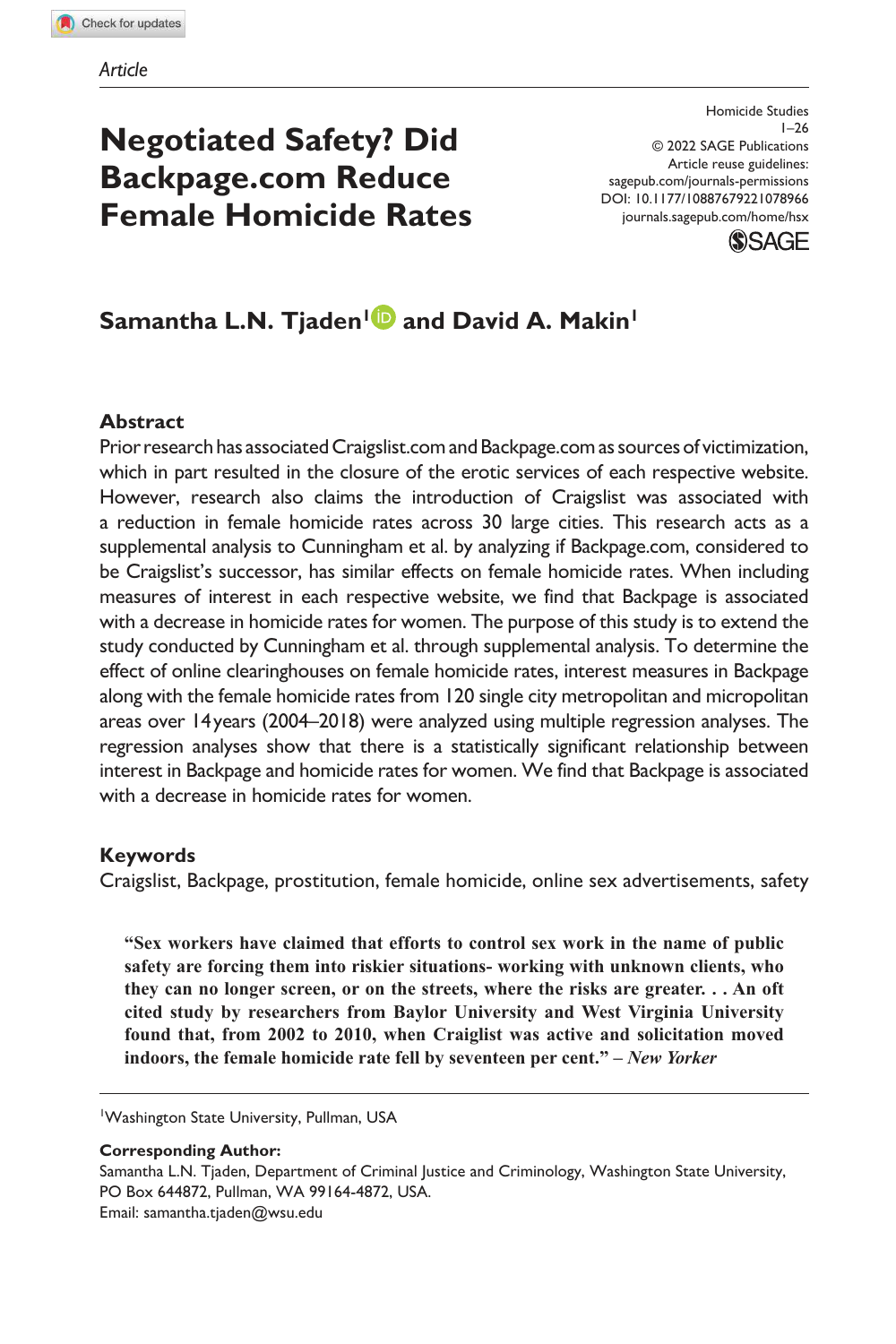*Article*

# Negotiated Safety? Did Backpage.com Reduce Female Homicide Rates

Homicide Studies
1–26
© 2022 SAGE Publications
Article reuse guidelines:
sagepub.com/journals-permissions
DOI: 10.1177/10887679221078966
journals.sagepub.com/home/hsx

**Samantha L.N. Tjaden[1] and David A. Makin[1]**

## Abstract

Prior research has associated Craigslist.com and Backpage.com as sources of victimization, which in part resulted in the closure of the erotic services of each respective website. However, research also claims the introduction of Craigslist was associated with a reduction in female homicide rates across 30 large cities. This research acts as a supplemental analysis to Cunningham et al. by analyzing if Backpage.com, considered to be Craigslist's successor, has similar effects on female homicide rates. When including measures of interest in each respective website, we find that Backpage is associated with a decrease in homicide rates for women. The purpose of this study is to extend the study conducted by Cunningham et al. through supplemental analysis. To determine the effect of online clearinghouses on female homicide rates, interest measures in Backpage along with the female homicide rates from 120 single city metropolitan and micropolitan areas over 14 years (2004–2018) were analyzed using multiple regression analyses. The regression analyses show that there is a statistically significant relationship between interest in Backpage and homicide rates for women. We find that Backpage is associated with a decrease in homicide rates for women.

## Keywords

Craigslist, Backpage, prostitution, female homicide, online sex advertisements, safety

> **"Sex workers have claimed that efforts to control sex work in the name of public safety are forcing them into riskier situations- working with unknown clients, who they can no longer screen, or on the streets, where the risks are greater. . . An oft cited study by researchers from Baylor University and West Virginia University found that, from 2002 to 2010, when Craiglist was active and solicitation moved indoors, the female homicide rate fell by seventeen per cent." –** ***New Yorker***

[1]Washington State University, Pullman, USA

**Corresponding Author:**
Samantha L.N. Tjaden, Department of Criminal Justice and Criminology, Washington State University, PO Box 644872, Pullman, WA 99164-4872, USA.
Email: samantha.tjaden@wsu.edu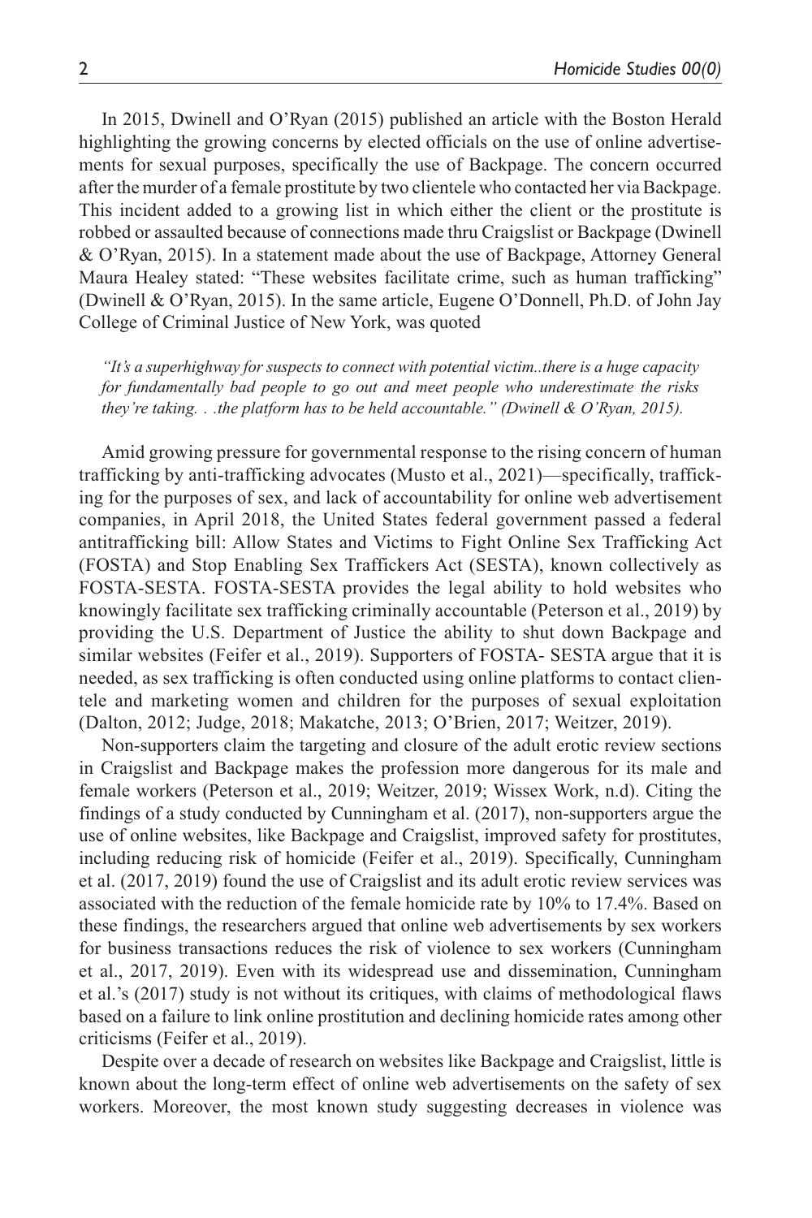In 2015, Dwinell and O'Ryan (2015) published an article with the Boston Herald highlighting the growing concerns by elected officials on the use of online advertisements for sexual purposes, specifically the use of Backpage. The concern occurred after the murder of a female prostitute by two clientele who contacted her via Backpage. This incident added to a growing list in which either the client or the prostitute is robbed or assaulted because of connections made thru Craigslist or Backpage (Dwinell & O'Ryan, 2015). In a statement made about the use of Backpage, Attorney General Maura Healey stated: "These websites facilitate crime, such as human trafficking" (Dwinell & O'Ryan, 2015). In the same article, Eugene O'Donnell, Ph.D. of John Jay College of Criminal Justice of New York, was quoted

> *"It's a superhighway for suspects to connect with potential victim..there is a huge capacity for fundamentally bad people to go out and meet people who underestimate the risks they're taking. . .the platform has to be held accountable." (Dwinell & O'Ryan, 2015).*

Amid growing pressure for governmental response to the rising concern of human trafficking by anti-trafficking advocates (Musto et al., 2021)—specifically, trafficking for the purposes of sex, and lack of accountability for online web advertisement companies, in April 2018, the United States federal government passed a federal antitrafficking bill: Allow States and Victims to Fight Online Sex Trafficking Act (FOSTA) and Stop Enabling Sex Traffickers Act (SESTA), known collectively as FOSTA-SESTA. FOSTA-SESTA provides the legal ability to hold websites who knowingly facilitate sex trafficking criminally accountable (Peterson et al., 2019) by providing the U.S. Department of Justice the ability to shut down Backpage and similar websites (Feifer et al., 2019). Supporters of FOSTA- SESTA argue that it is needed, as sex trafficking is often conducted using online platforms to contact clientele and marketing women and children for the purposes of sexual exploitation (Dalton, 2012; Judge, 2018; Makatche, 2013; O'Brien, 2017; Weitzer, 2019).

Non-supporters claim the targeting and closure of the adult erotic review sections in Craigslist and Backpage makes the profession more dangerous for its male and female workers (Peterson et al., 2019; Weitzer, 2019; Wissex Work, n.d). Citing the findings of a study conducted by Cunningham et al. (2017), non-supporters argue the use of online websites, like Backpage and Craigslist, improved safety for prostitutes, including reducing risk of homicide (Feifer et al., 2019). Specifically, Cunningham et al. (2017, 2019) found the use of Craigslist and its adult erotic review services was associated with the reduction of the female homicide rate by 10% to 17.4%. Based on these findings, the researchers argued that online web advertisements by sex workers for business transactions reduces the risk of violence to sex workers (Cunningham et al., 2017, 2019). Even with its widespread use and dissemination, Cunningham et al.'s (2017) study is not without its critiques, with claims of methodological flaws based on a failure to link online prostitution and declining homicide rates among other criticisms (Feifer et al., 2019).

Despite over a decade of research on websites like Backpage and Craigslist, little is known about the long-term effect of online web advertisements on the safety of sex workers. Moreover, the most known study suggesting decreases in violence was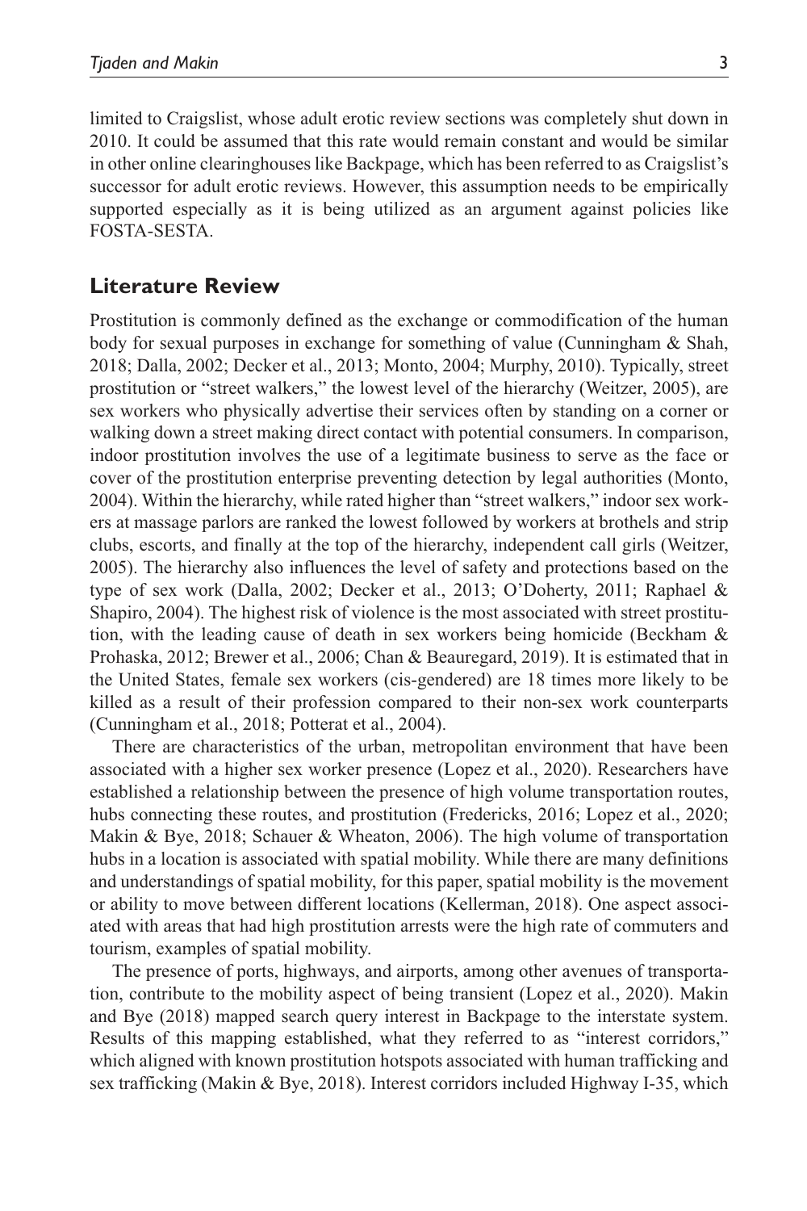limited to Craigslist, whose adult erotic review sections was completely shut down in 2010. It could be assumed that this rate would remain constant and would be similar in other online clearinghouses like Backpage, which has been referred to as Craigslist's successor for adult erotic reviews. However, this assumption needs to be empirically supported especially as it is being utilized as an argument against policies like FOSTA-SESTA.

## Literature Review

Prostitution is commonly defined as the exchange or commodification of the human body for sexual purposes in exchange for something of value (Cunningham & Shah, 2018; Dalla, 2002; Decker et al., 2013; Monto, 2004; Murphy, 2010). Typically, street prostitution or "street walkers," the lowest level of the hierarchy (Weitzer, 2005), are sex workers who physically advertise their services often by standing on a corner or walking down a street making direct contact with potential consumers. In comparison, indoor prostitution involves the use of a legitimate business to serve as the face or cover of the prostitution enterprise preventing detection by legal authorities (Monto, 2004). Within the hierarchy, while rated higher than "street walkers," indoor sex workers at massage parlors are ranked the lowest followed by workers at brothels and strip clubs, escorts, and finally at the top of the hierarchy, independent call girls (Weitzer, 2005). The hierarchy also influences the level of safety and protections based on the type of sex work (Dalla, 2002; Decker et al., 2013; O'Doherty, 2011; Raphael & Shapiro, 2004). The highest risk of violence is the most associated with street prostitution, with the leading cause of death in sex workers being homicide (Beckham & Prohaska, 2012; Brewer et al., 2006; Chan & Beauregard, 2019). It is estimated that in the United States, female sex workers (cis-gendered) are 18 times more likely to be killed as a result of their profession compared to their non-sex work counterparts (Cunningham et al., 2018; Potterat et al., 2004).

There are characteristics of the urban, metropolitan environment that have been associated with a higher sex worker presence (Lopez et al., 2020). Researchers have established a relationship between the presence of high volume transportation routes, hubs connecting these routes, and prostitution (Fredericks, 2016; Lopez et al., 2020; Makin & Bye, 2018; Schauer & Wheaton, 2006). The high volume of transportation hubs in a location is associated with spatial mobility. While there are many definitions and understandings of spatial mobility, for this paper, spatial mobility is the movement or ability to move between different locations (Kellerman, 2018). One aspect associated with areas that had high prostitution arrests were the high rate of commuters and tourism, examples of spatial mobility.

The presence of ports, highways, and airports, among other avenues of transportation, contribute to the mobility aspect of being transient (Lopez et al., 2020). Makin and Bye (2018) mapped search query interest in Backpage to the interstate system. Results of this mapping established, what they referred to as "interest corridors," which aligned with known prostitution hotspots associated with human trafficking and sex trafficking (Makin & Bye, 2018). Interest corridors included Highway I-35, which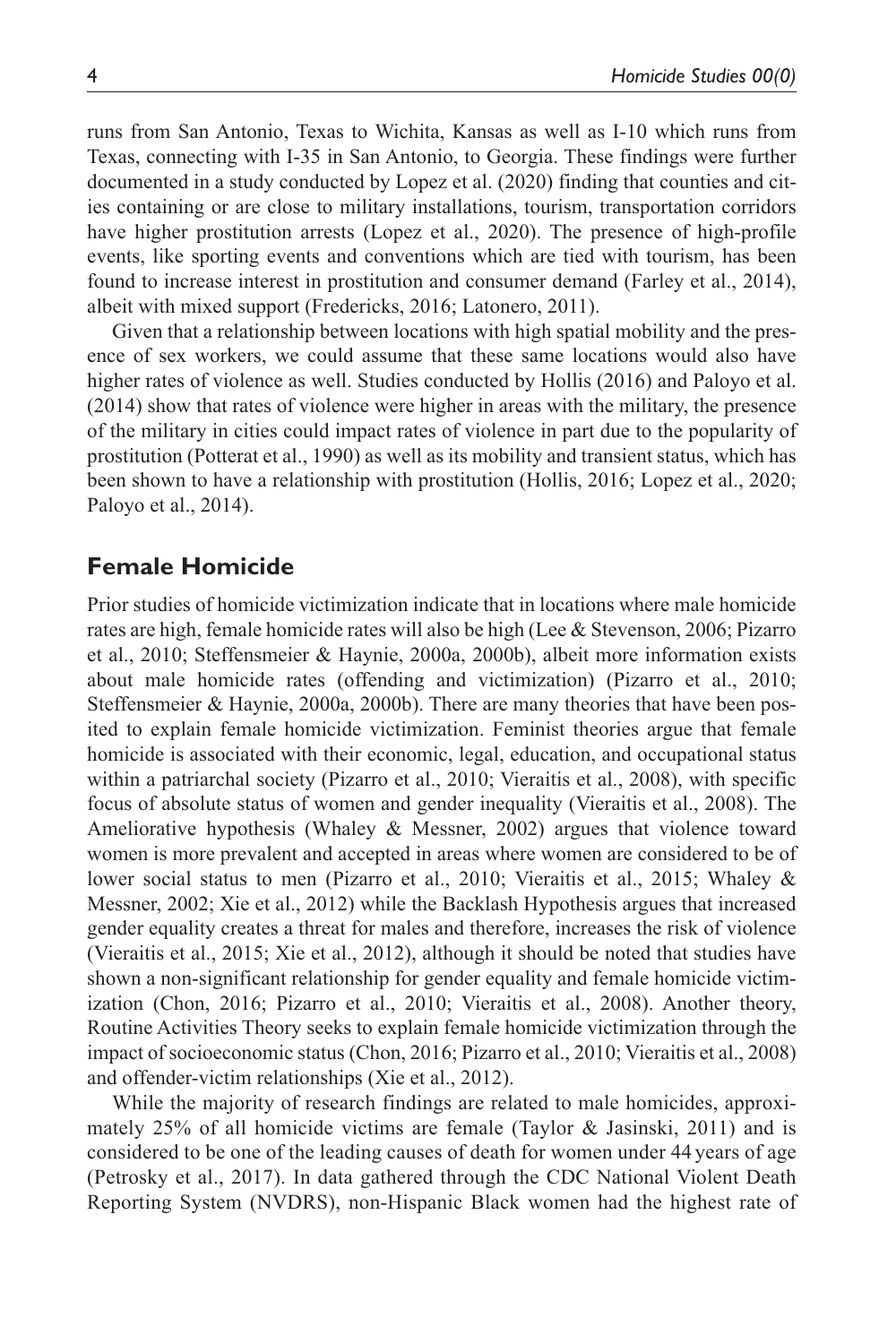runs from San Antonio, Texas to Wichita, Kansas as well as I-10 which runs from Texas, connecting with I-35 in San Antonio, to Georgia. These findings were further documented in a study conducted by Lopez et al. (2020) finding that counties and cities containing or are close to military installations, tourism, transportation corridors have higher prostitution arrests (Lopez et al., 2020). The presence of high-profile events, like sporting events and conventions which are tied with tourism, has been found to increase interest in prostitution and consumer demand (Farley et al., 2014), albeit with mixed support (Fredericks, 2016; Latonero, 2011).

Given that a relationship between locations with high spatial mobility and the presence of sex workers, we could assume that these same locations would also have higher rates of violence as well. Studies conducted by Hollis (2016) and Paloyo et al. (2014) show that rates of violence were higher in areas with the military, the presence of the military in cities could impact rates of violence in part due to the popularity of prostitution (Potterat et al., 1990) as well as its mobility and transient status, which has been shown to have a relationship with prostitution (Hollis, 2016; Lopez et al., 2020; Paloyo et al., 2014).

## Female Homicide

Prior studies of homicide victimization indicate that in locations where male homicide rates are high, female homicide rates will also be high (Lee & Stevenson, 2006; Pizarro et al., 2010; Steffensmeier & Haynie, 2000a, 2000b), albeit more information exists about male homicide rates (offending and victimization) (Pizarro et al., 2010; Steffensmeier & Haynie, 2000a, 2000b). There are many theories that have been posited to explain female homicide victimization. Feminist theories argue that female homicide is associated with their economic, legal, education, and occupational status within a patriarchal society (Pizarro et al., 2010; Vieraitis et al., 2008), with specific focus of absolute status of women and gender inequality (Vieraitis et al., 2008). The Ameliorative hypothesis (Whaley & Messner, 2002) argues that violence toward women is more prevalent and accepted in areas where women are considered to be of lower social status to men (Pizarro et al., 2010; Vieraitis et al., 2015; Whaley & Messner, 2002; Xie et al., 2012) while the Backlash Hypothesis argues that increased gender equality creates a threat for males and therefore, increases the risk of violence (Vieraitis et al., 2015; Xie et al., 2012), although it should be noted that studies have shown a non-significant relationship for gender equality and female homicide victimization (Chon, 2016; Pizarro et al., 2010; Vieraitis et al., 2008). Another theory, Routine Activities Theory seeks to explain female homicide victimization through the impact of socioeconomic status (Chon, 2016; Pizarro et al., 2010; Vieraitis et al., 2008) and offender-victim relationships (Xie et al., 2012).

While the majority of research findings are related to male homicides, approximately 25% of all homicide victims are female (Taylor & Jasinski, 2011) and is considered to be one of the leading causes of death for women under 44 years of age (Petrosky et al., 2017). In data gathered through the CDC National Violent Death Reporting System (NVDRS), non-Hispanic Black women had the highest rate of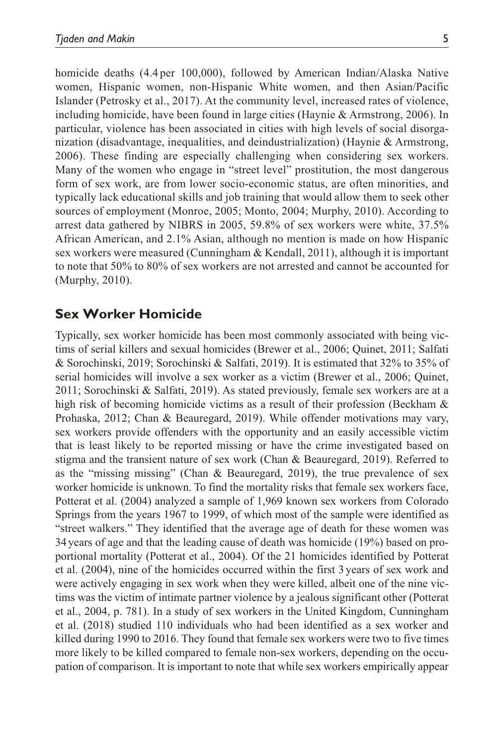homicide deaths (4.4 per 100,000), followed by American Indian/Alaska Native women, Hispanic women, non-Hispanic White women, and then Asian/Pacific Islander (Petrosky et al., 2017). At the community level, increased rates of violence, including homicide, have been found in large cities (Haynie & Armstrong, 2006). In particular, violence has been associated in cities with high levels of social disorganization (disadvantage, inequalities, and deindustrialization) (Haynie & Armstrong, 2006). These finding are especially challenging when considering sex workers. Many of the women who engage in "street level" prostitution, the most dangerous form of sex work, are from lower socio-economic status, are often minorities, and typically lack educational skills and job training that would allow them to seek other sources of employment (Monroe, 2005; Monto, 2004; Murphy, 2010). According to arrest data gathered by NIBRS in 2005, 59.8% of sex workers were white, 37.5% African American, and 2.1% Asian, although no mention is made on how Hispanic sex workers were measured (Cunningham & Kendall, 2011), although it is important to note that 50% to 80% of sex workers are not arrested and cannot be accounted for (Murphy, 2010).

## Sex Worker Homicide

Typically, sex worker homicide has been most commonly associated with being victims of serial killers and sexual homicides (Brewer et al., 2006; Quinet, 2011; Salfati & Sorochinski, 2019; Sorochinski & Salfati, 2019). It is estimated that 32% to 35% of serial homicides will involve a sex worker as a victim (Brewer et al., 2006; Quinet, 2011; Sorochinski & Salfati, 2019). As stated previously, female sex workers are at a high risk of becoming homicide victims as a result of their profession (Beckham & Prohaska, 2012; Chan & Beauregard, 2019). While offender motivations may vary, sex workers provide offenders with the opportunity and an easily accessible victim that is least likely to be reported missing or have the crime investigated based on stigma and the transient nature of sex work (Chan & Beauregard, 2019). Referred to as the "missing missing" (Chan & Beauregard, 2019), the true prevalence of sex worker homicide is unknown. To find the mortality risks that female sex workers face, Potterat et al. (2004) analyzed a sample of 1,969 known sex workers from Colorado Springs from the years 1967 to 1999, of which most of the sample were identified as "street walkers." They identified that the average age of death for these women was 34 years of age and that the leading cause of death was homicide (19%) based on proportional mortality (Potterat et al., 2004). Of the 21 homicides identified by Potterat et al. (2004), nine of the homicides occurred within the first 3 years of sex work and were actively engaging in sex work when they were killed, albeit one of the nine victims was the victim of intimate partner violence by a jealous significant other (Potterat et al., 2004, p. 781). In a study of sex workers in the United Kingdom, Cunningham et al. (2018) studied 110 individuals who had been identified as a sex worker and killed during 1990 to 2016. They found that female sex workers were two to five times more likely to be killed compared to female non-sex workers, depending on the occupation of comparison. It is important to note that while sex workers empirically appear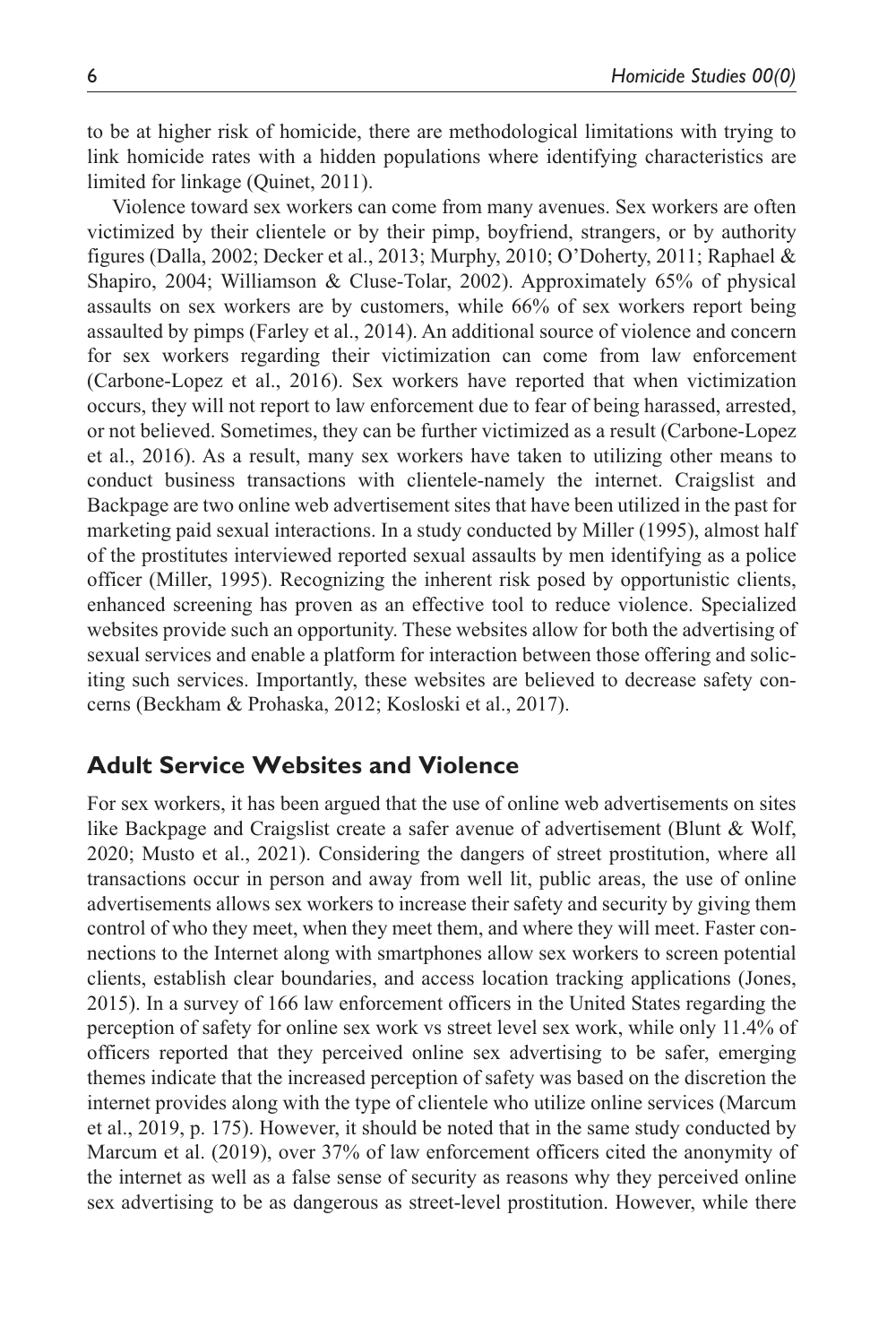to be at higher risk of homicide, there are methodological limitations with trying to link homicide rates with a hidden populations where identifying characteristics are limited for linkage (Quinet, 2011).

Violence toward sex workers can come from many avenues. Sex workers are often victimized by their clientele or by their pimp, boyfriend, strangers, or by authority figures (Dalla, 2002; Decker et al., 2013; Murphy, 2010; O'Doherty, 2011; Raphael & Shapiro, 2004; Williamson & Cluse-Tolar, 2002). Approximately 65% of physical assaults on sex workers are by customers, while 66% of sex workers report being assaulted by pimps (Farley et al., 2014). An additional source of violence and concern for sex workers regarding their victimization can come from law enforcement (Carbone-Lopez et al., 2016). Sex workers have reported that when victimization occurs, they will not report to law enforcement due to fear of being harassed, arrested, or not believed. Sometimes, they can be further victimized as a result (Carbone-Lopez et al., 2016). As a result, many sex workers have taken to utilizing other means to conduct business transactions with clientele-namely the internet. Craigslist and Backpage are two online web advertisement sites that have been utilized in the past for marketing paid sexual interactions. In a study conducted by Miller (1995), almost half of the prostitutes interviewed reported sexual assaults by men identifying as a police officer (Miller, 1995). Recognizing the inherent risk posed by opportunistic clients, enhanced screening has proven as an effective tool to reduce violence. Specialized websites provide such an opportunity. These websites allow for both the advertising of sexual services and enable a platform for interaction between those offering and soliciting such services. Importantly, these websites are believed to decrease safety concerns (Beckham & Prohaska, 2012; Kosloski et al., 2017).

## Adult Service Websites and Violence

For sex workers, it has been argued that the use of online web advertisements on sites like Backpage and Craigslist create a safer avenue of advertisement (Blunt & Wolf, 2020; Musto et al., 2021). Considering the dangers of street prostitution, where all transactions occur in person and away from well lit, public areas, the use of online advertisements allows sex workers to increase their safety and security by giving them control of who they meet, when they meet them, and where they will meet. Faster connections to the Internet along with smartphones allow sex workers to screen potential clients, establish clear boundaries, and access location tracking applications (Jones, 2015). In a survey of 166 law enforcement officers in the United States regarding the perception of safety for online sex work vs street level sex work, while only 11.4% of officers reported that they perceived online sex advertising to be safer, emerging themes indicate that the increased perception of safety was based on the discretion the internet provides along with the type of clientele who utilize online services (Marcum et al., 2019, p. 175). However, it should be noted that in the same study conducted by Marcum et al. (2019), over 37% of law enforcement officers cited the anonymity of the internet as well as a false sense of security as reasons why they perceived online sex advertising to be as dangerous as street-level prostitution. However, while there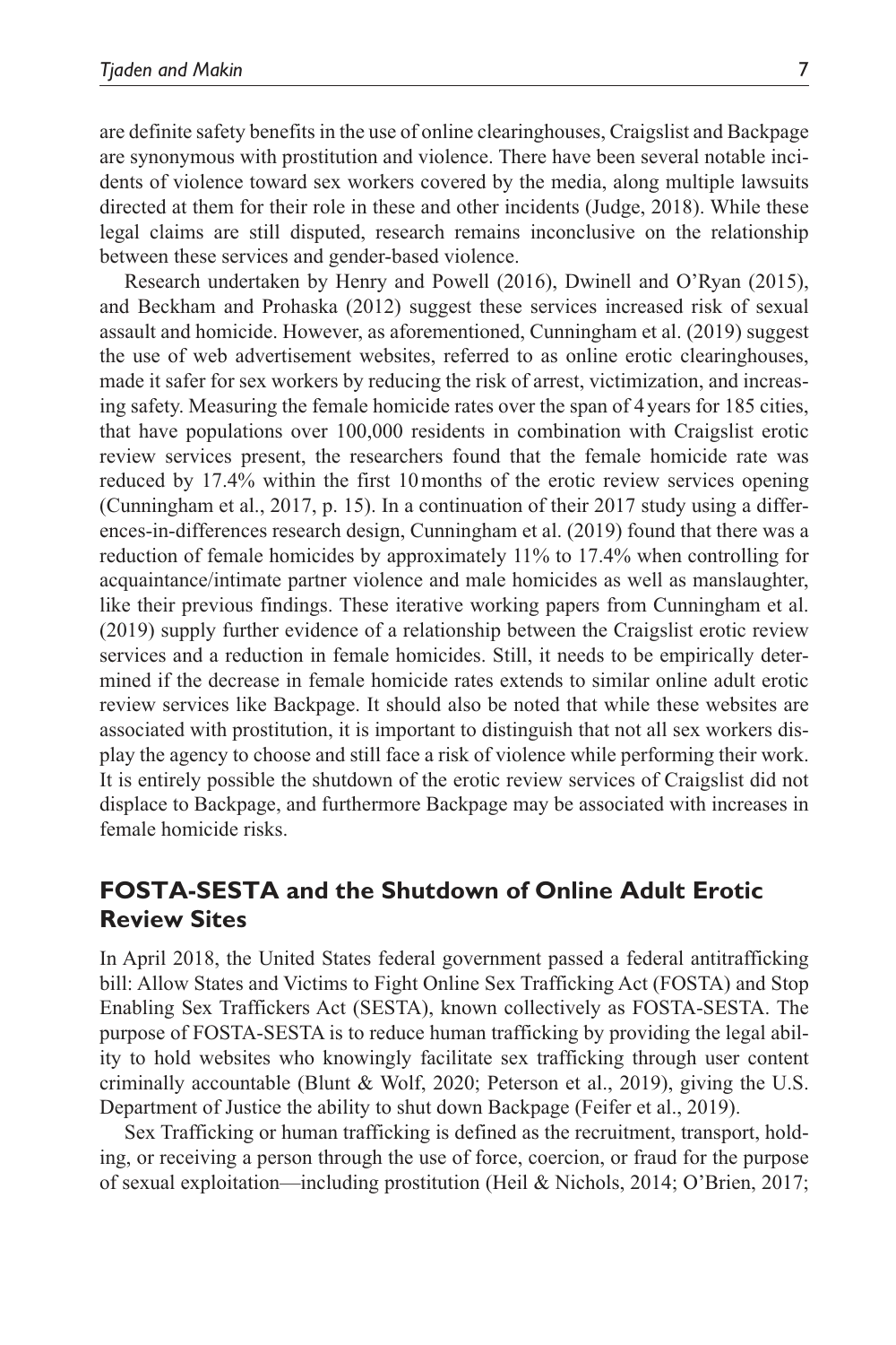are definite safety benefits in the use of online clearinghouses, Craigslist and Backpage are synonymous with prostitution and violence. There have been several notable incidents of violence toward sex workers covered by the media, along multiple lawsuits directed at them for their role in these and other incidents (Judge, 2018). While these legal claims are still disputed, research remains inconclusive on the relationship between these services and gender-based violence.

Research undertaken by Henry and Powell (2016), Dwinell and O'Ryan (2015), and Beckham and Prohaska (2012) suggest these services increased risk of sexual assault and homicide. However, as aforementioned, Cunningham et al. (2019) suggest the use of web advertisement websites, referred to as online erotic clearinghouses, made it safer for sex workers by reducing the risk of arrest, victimization, and increasing safety. Measuring the female homicide rates over the span of 4 years for 185 cities, that have populations over 100,000 residents in combination with Craigslist erotic review services present, the researchers found that the female homicide rate was reduced by 17.4% within the first 10 months of the erotic review services opening (Cunningham et al., 2017, p. 15). In a continuation of their 2017 study using a differences-in-differences research design, Cunningham et al. (2019) found that there was a reduction of female homicides by approximately 11% to 17.4% when controlling for acquaintance/intimate partner violence and male homicides as well as manslaughter, like their previous findings. These iterative working papers from Cunningham et al. (2019) supply further evidence of a relationship between the Craigslist erotic review services and a reduction in female homicides. Still, it needs to be empirically determined if the decrease in female homicide rates extends to similar online adult erotic review services like Backpage. It should also be noted that while these websites are associated with prostitution, it is important to distinguish that not all sex workers display the agency to choose and still face a risk of violence while performing their work. It is entirely possible the shutdown of the erotic review services of Craigslist did not displace to Backpage, and furthermore Backpage may be associated with increases in female homicide risks.

## FOSTA-SESTA and the Shutdown of Online Adult Erotic Review Sites

In April 2018, the United States federal government passed a federal antitrafficking bill: Allow States and Victims to Fight Online Sex Trafficking Act (FOSTA) and Stop Enabling Sex Traffickers Act (SESTA), known collectively as FOSTA-SESTA. The purpose of FOSTA-SESTA is to reduce human trafficking by providing the legal ability to hold websites who knowingly facilitate sex trafficking through user content criminally accountable (Blunt & Wolf, 2020; Peterson et al., 2019), giving the U.S. Department of Justice the ability to shut down Backpage (Feifer et al., 2019).

Sex Trafficking or human trafficking is defined as the recruitment, transport, holding, or receiving a person through the use of force, coercion, or fraud for the purpose of sexual exploitation—including prostitution (Heil & Nichols, 2014; O'Brien, 2017;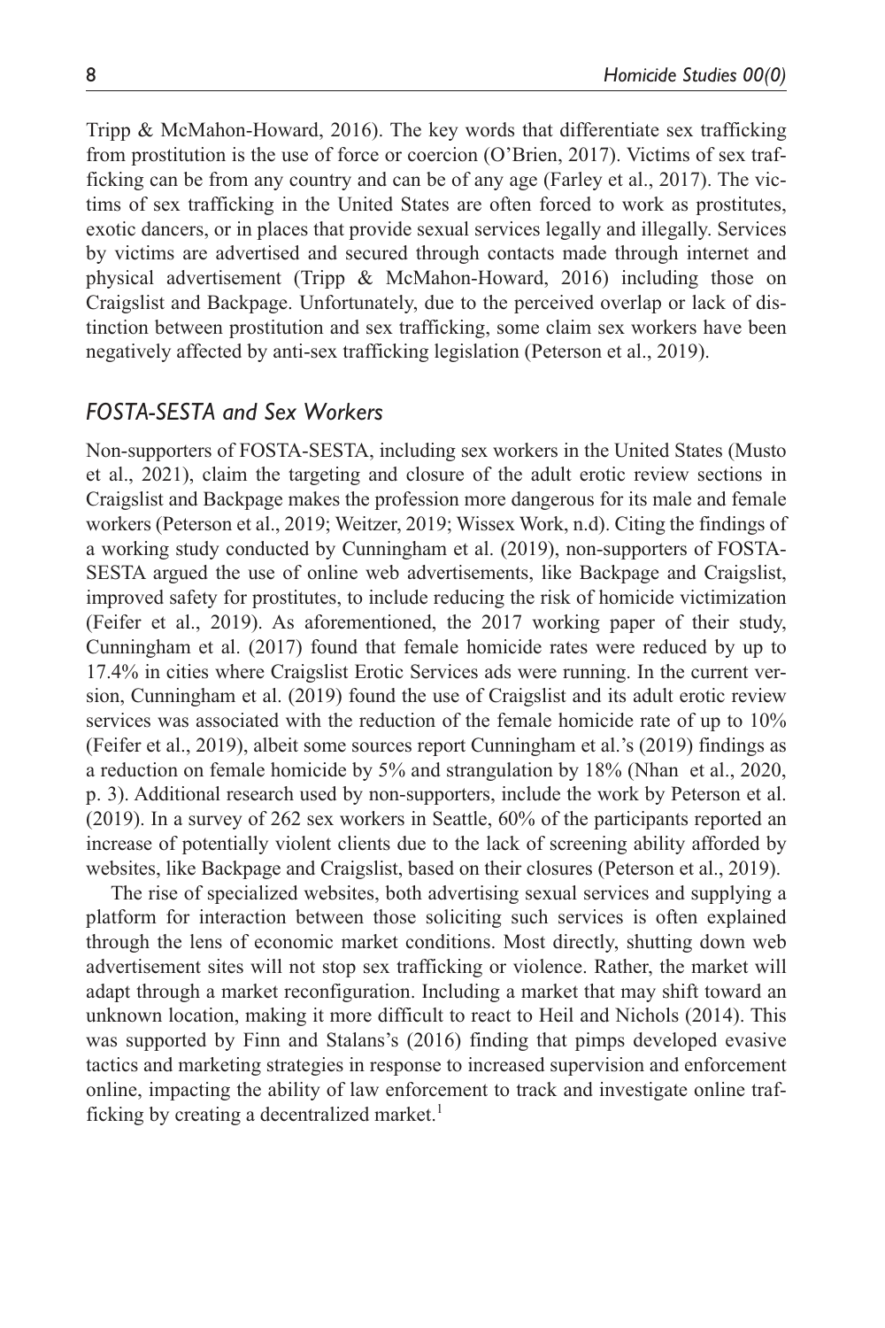Tripp & McMahon-Howard, 2016). The key words that differentiate sex trafficking from prostitution is the use of force or coercion (O'Brien, 2017). Victims of sex trafficking can be from any country and can be of any age (Farley et al., 2017). The victims of sex trafficking in the United States are often forced to work as prostitutes, exotic dancers, or in places that provide sexual services legally and illegally. Services by victims are advertised and secured through contacts made through internet and physical advertisement (Tripp & McMahon-Howard, 2016) including those on Craigslist and Backpage. Unfortunately, due to the perceived overlap or lack of distinction between prostitution and sex trafficking, some claim sex workers have been negatively affected by anti-sex trafficking legislation (Peterson et al., 2019).

## *FOSTA-SESTA and Sex Workers*

Non-supporters of FOSTA-SESTA, including sex workers in the United States (Musto et al., 2021), claim the targeting and closure of the adult erotic review sections in Craigslist and Backpage makes the profession more dangerous for its male and female workers (Peterson et al., 2019; Weitzer, 2019; Wissex Work, n.d). Citing the findings of a working study conducted by Cunningham et al. (2019), non-supporters of FOSTA-SESTA argued the use of online web advertisements, like Backpage and Craigslist, improved safety for prostitutes, to include reducing the risk of homicide victimization (Feifer et al., 2019). As aforementioned, the 2017 working paper of their study, Cunningham et al. (2017) found that female homicide rates were reduced by up to 17.4% in cities where Craigslist Erotic Services ads were running. In the current version, Cunningham et al. (2019) found the use of Craigslist and its adult erotic review services was associated with the reduction of the female homicide rate of up to 10% (Feifer et al., 2019), albeit some sources report Cunningham et al.'s (2019) findings as a reduction on female homicide by 5% and strangulation by 18% (Nhan et al., 2020, p. 3). Additional research used by non-supporters, include the work by Peterson et al. (2019). In a survey of 262 sex workers in Seattle, 60% of the participants reported an increase of potentially violent clients due to the lack of screening ability afforded by websites, like Backpage and Craigslist, based on their closures (Peterson et al., 2019).

The rise of specialized websites, both advertising sexual services and supplying a platform for interaction between those soliciting such services is often explained through the lens of economic market conditions. Most directly, shutting down web advertisement sites will not stop sex trafficking or violence. Rather, the market will adapt through a market reconfiguration. Including a market that may shift toward an unknown location, making it more difficult to react to Heil and Nichols (2014). This was supported by Finn and Stalans's (2016) finding that pimps developed evasive tactics and marketing strategies in response to increased supervision and enforcement online, impacting the ability of law enforcement to track and investigate online trafficking by creating a decentralized market.[1]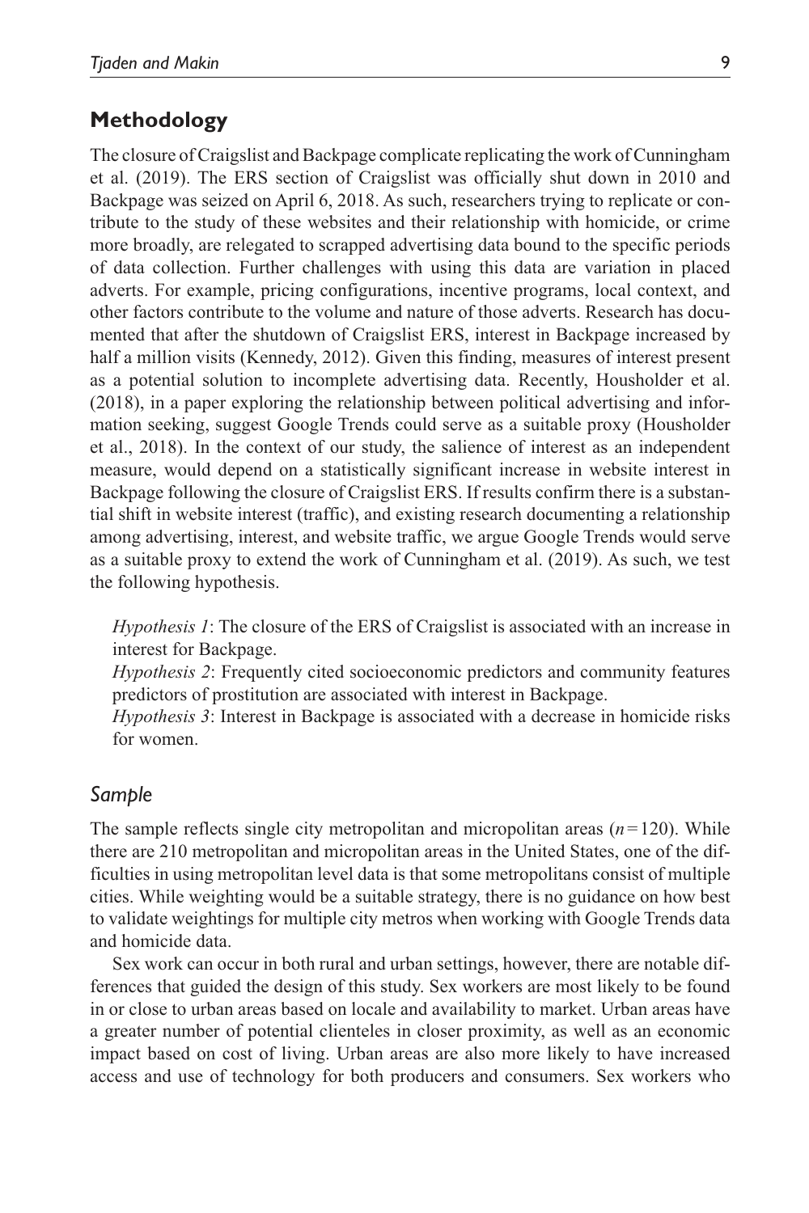## Methodology

The closure of Craigslist and Backpage complicate replicating the work of Cunningham et al. (2019). The ERS section of Craigslist was officially shut down in 2010 and Backpage was seized on April 6, 2018. As such, researchers trying to replicate or contribute to the study of these websites and their relationship with homicide, or crime more broadly, are relegated to scrapped advertising data bound to the specific periods of data collection. Further challenges with using this data are variation in placed adverts. For example, pricing configurations, incentive programs, local context, and other factors contribute to the volume and nature of those adverts. Research has documented that after the shutdown of Craigslist ERS, interest in Backpage increased by half a million visits (Kennedy, 2012). Given this finding, measures of interest present as a potential solution to incomplete advertising data. Recently, Housholder et al. (2018), in a paper exploring the relationship between political advertising and information seeking, suggest Google Trends could serve as a suitable proxy (Housholder et al., 2018). In the context of our study, the salience of interest as an independent measure, would depend on a statistically significant increase in website interest in Backpage following the closure of Craigslist ERS. If results confirm there is a substantial shift in website interest (traffic), and existing research documenting a relationship among advertising, interest, and website traffic, we argue Google Trends would serve as a suitable proxy to extend the work of Cunningham et al. (2019). As such, we test the following hypothesis.

*Hypothesis 1*: The closure of the ERS of Craigslist is associated with an increase in interest for Backpage.

*Hypothesis 2*: Frequently cited socioeconomic predictors and community features predictors of prostitution are associated with interest in Backpage.

*Hypothesis 3*: Interest in Backpage is associated with a decrease in homicide risks for women.

### Sample

The sample reflects single city metropolitan and micropolitan areas ($n = 120$). While there are 210 metropolitan and micropolitan areas in the United States, one of the difficulties in using metropolitan level data is that some metropolitans consist of multiple cities. While weighting would be a suitable strategy, there is no guidance on how best to validate weightings for multiple city metros when working with Google Trends data and homicide data.

Sex work can occur in both rural and urban settings, however, there are notable differences that guided the design of this study. Sex workers are most likely to be found in or close to urban areas based on locale and availability to market. Urban areas have a greater number of potential clienteles in closer proximity, as well as an economic impact based on cost of living. Urban areas are also more likely to have increased access and use of technology for both producers and consumers. Sex workers who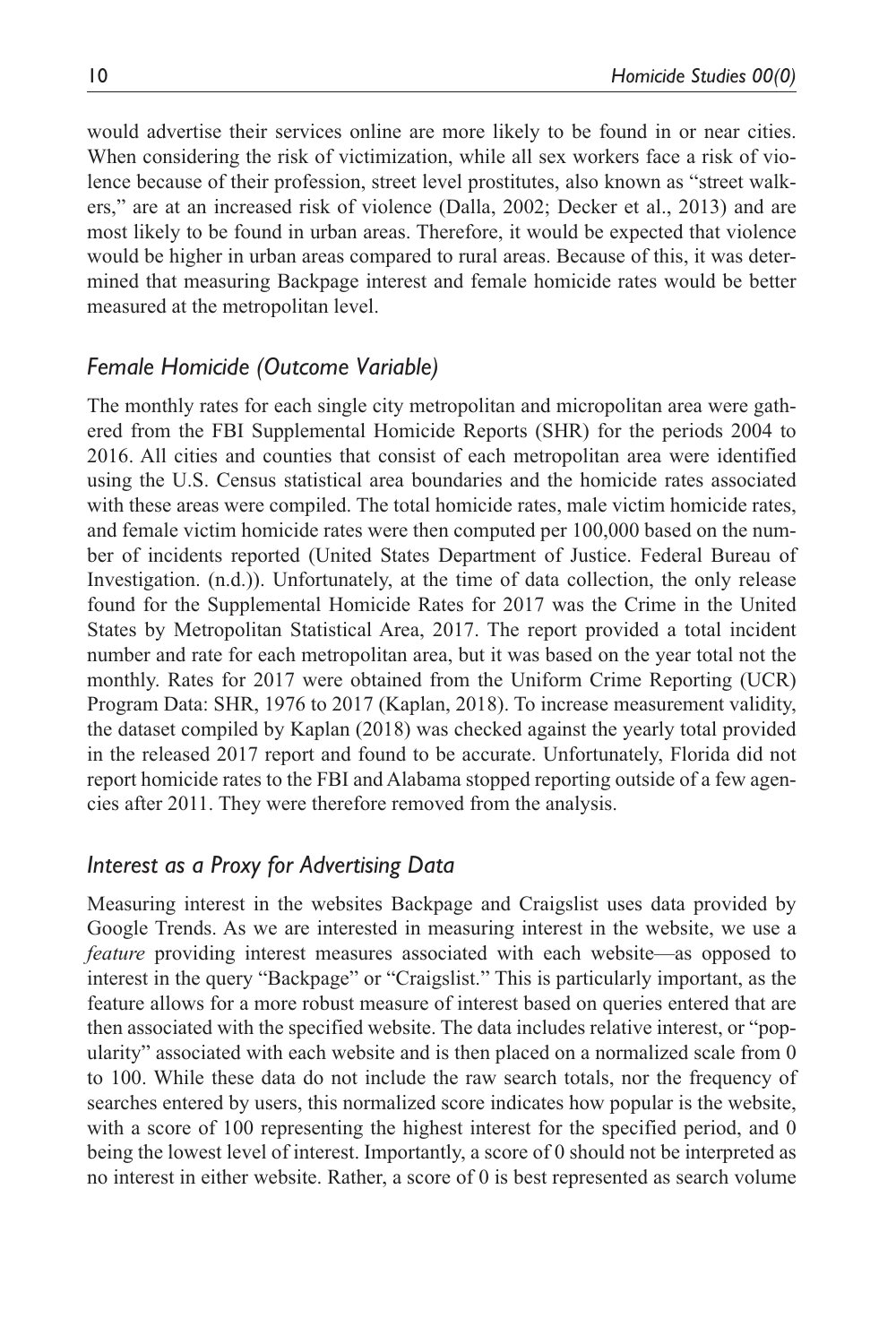would advertise their services online are more likely to be found in or near cities. When considering the risk of victimization, while all sex workers face a risk of violence because of their profession, street level prostitutes, also known as "street walkers," are at an increased risk of violence (Dalla, 2002; Decker et al., 2013) and are most likely to be found in urban areas. Therefore, it would be expected that violence would be higher in urban areas compared to rural areas. Because of this, it was determined that measuring Backpage interest and female homicide rates would be better measured at the metropolitan level.

### *Female Homicide (Outcome Variable)*

The monthly rates for each single city metropolitan and micropolitan area were gathered from the FBI Supplemental Homicide Reports (SHR) for the periods 2004 to 2016. All cities and counties that consist of each metropolitan area were identified using the U.S. Census statistical area boundaries and the homicide rates associated with these areas were compiled. The total homicide rates, male victim homicide rates, and female victim homicide rates were then computed per 100,000 based on the number of incidents reported (United States Department of Justice. Federal Bureau of Investigation. (n.d.)). Unfortunately, at the time of data collection, the only release found for the Supplemental Homicide Rates for 2017 was the Crime in the United States by Metropolitan Statistical Area, 2017. The report provided a total incident number and rate for each metropolitan area, but it was based on the year total not the monthly. Rates for 2017 were obtained from the Uniform Crime Reporting (UCR) Program Data: SHR, 1976 to 2017 (Kaplan, 2018). To increase measurement validity, the dataset compiled by Kaplan (2018) was checked against the yearly total provided in the released 2017 report and found to be accurate. Unfortunately, Florida did not report homicide rates to the FBI and Alabama stopped reporting outside of a few agencies after 2011. They were therefore removed from the analysis.

### *Interest as a Proxy for Advertising Data*

Measuring interest in the websites Backpage and Craigslist uses data provided by Google Trends. As we are interested in measuring interest in the website, we use a *feature* providing interest measures associated with each website—as opposed to interest in the query "Backpage" or "Craigslist." This is particularly important, as the feature allows for a more robust measure of interest based on queries entered that are then associated with the specified website. The data includes relative interest, or "popularity" associated with each website and is then placed on a normalized scale from 0 to 100. While these data do not include the raw search totals, nor the frequency of searches entered by users, this normalized score indicates how popular is the website, with a score of 100 representing the highest interest for the specified period, and 0 being the lowest level of interest. Importantly, a score of 0 should not be interpreted as no interest in either website. Rather, a score of 0 is best represented as search volume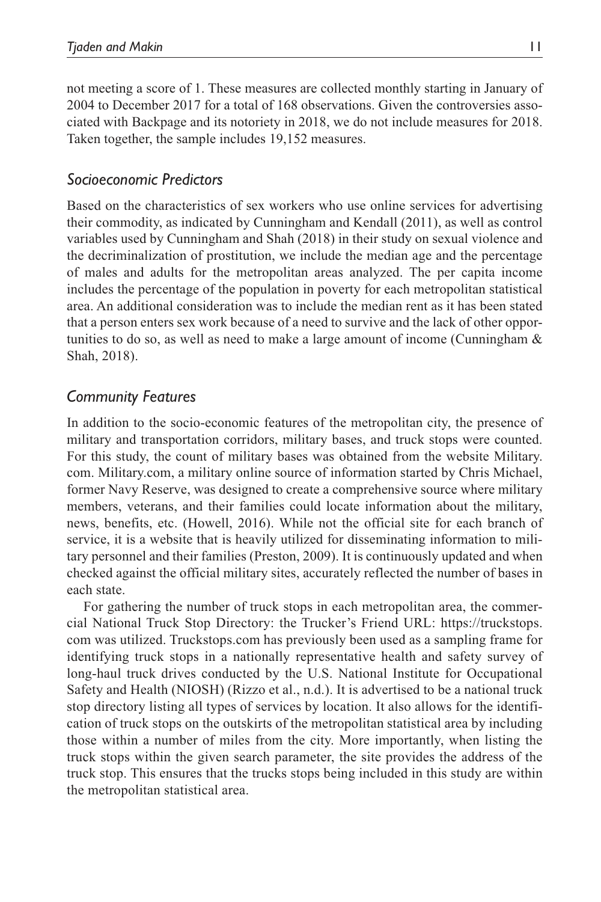not meeting a score of 1. These measures are collected monthly starting in January of 2004 to December 2017 for a total of 168 observations. Given the controversies associated with Backpage and its notoriety in 2018, we do not include measures for 2018. Taken together, the sample includes 19,152 measures.

### *Socioeconomic Predictors*

Based on the characteristics of sex workers who use online services for advertising their commodity, as indicated by Cunningham and Kendall (2011), as well as control variables used by Cunningham and Shah (2018) in their study on sexual violence and the decriminalization of prostitution, we include the median age and the percentage of males and adults for the metropolitan areas analyzed. The per capita income includes the percentage of the population in poverty for each metropolitan statistical area. An additional consideration was to include the median rent as it has been stated that a person enters sex work because of a need to survive and the lack of other opportunities to do so, as well as need to make a large amount of income (Cunningham & Shah, 2018).

### *Community Features*

In addition to the socio-economic features of the metropolitan city, the presence of military and transportation corridors, military bases, and truck stops were counted. For this study, the count of military bases was obtained from the website Military.com. Military.com, a military online source of information started by Chris Michael, former Navy Reserve, was designed to create a comprehensive source where military members, veterans, and their families could locate information about the military, news, benefits, etc. (Howell, 2016). While not the official site for each branch of service, it is a website that is heavily utilized for disseminating information to military personnel and their families (Preston, 2009). It is continuously updated and when checked against the official military sites, accurately reflected the number of bases in each state.

For gathering the number of truck stops in each metropolitan area, the commercial National Truck Stop Directory: the Trucker's Friend URL: https://truckstops.com was utilized. Truckstops.com has previously been used as a sampling frame for identifying truck stops in a nationally representative health and safety survey of long-haul truck drives conducted by the U.S. National Institute for Occupational Safety and Health (NIOSH) (Rizzo et al., n.d.). It is advertised to be a national truck stop directory listing all types of services by location. It also allows for the identification of truck stops on the outskirts of the metropolitan statistical area by including those within a number of miles from the city. More importantly, when listing the truck stops within the given search parameter, the site provides the address of the truck stop. This ensures that the trucks stops being included in this study are within the metropolitan statistical area.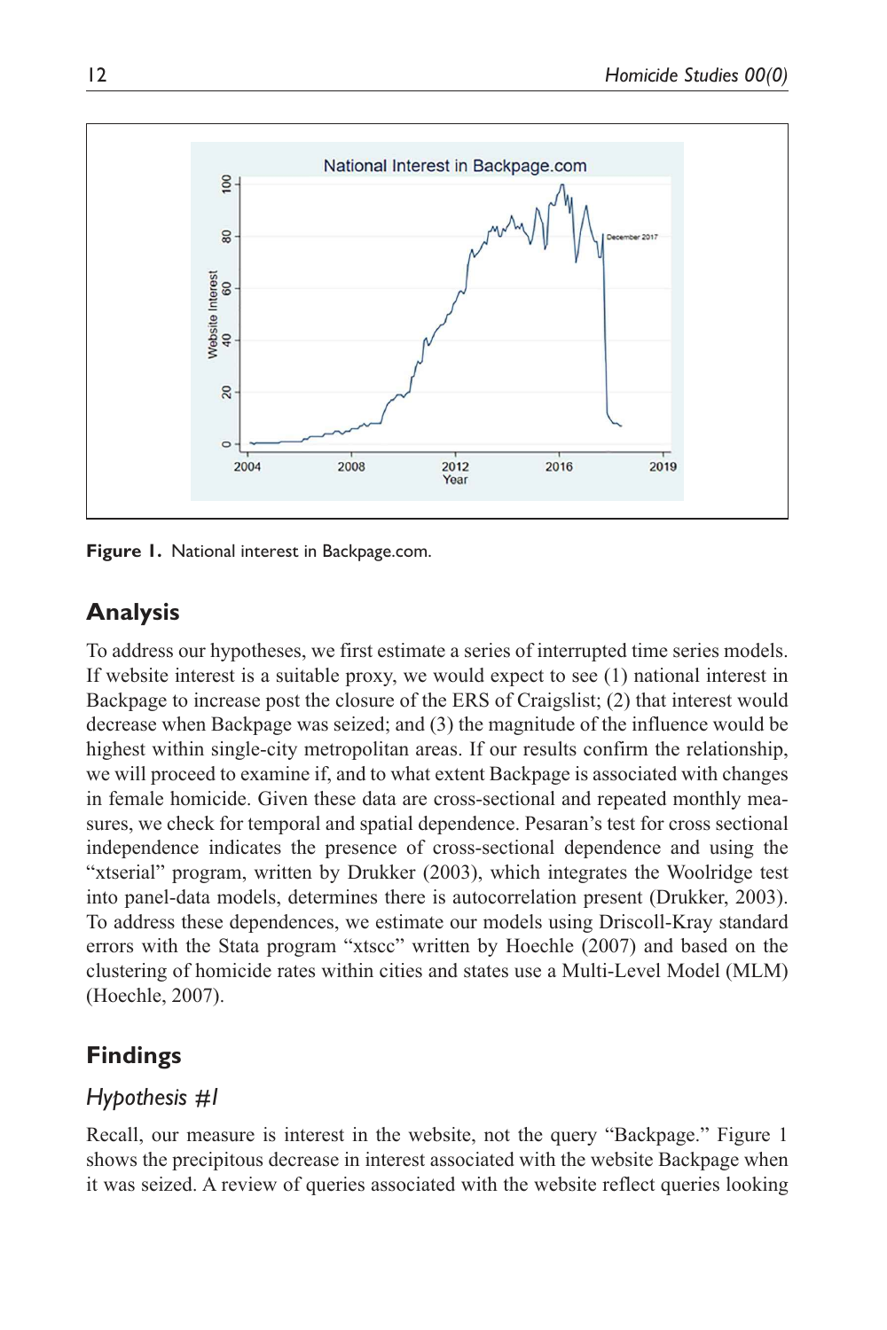Figure 1. National interest in Backpage.com.

## Analysis

To address our hypotheses, we first estimate a series of interrupted time series models. If website interest is a suitable proxy, we would expect to see (1) national interest in Backpage to increase post the closure of the ERS of Craigslist; (2) that interest would decrease when Backpage was seized; and (3) the magnitude of the influence would be highest within single-city metropolitan areas. If our results confirm the relationship, we will proceed to examine if, and to what extent Backpage is associated with changes in female homicide. Given these data are cross-sectional and repeated monthly measures, we check for temporal and spatial dependence. Pesaran's test for cross sectional independence indicates the presence of cross-sectional dependence and using the "xtserial" program, written by Drukker (2003), which integrates the Woolridge test into panel-data models, determines there is autocorrelation present (Drukker, 2003). To address these dependences, we estimate our models using Driscoll-Kray standard errors with the Stata program "xtscc" written by Hoechle (2007) and based on the clustering of homicide rates within cities and states use a Multi-Level Model (MLM) (Hoechle, 2007).

## Findings

### *Hypothesis #1*

Recall, our measure is interest in the website, not the query "Backpage." Figure 1 shows the precipitous decrease in interest associated with the website Backpage when it was seized. A review of queries associated with the website reflect queries looking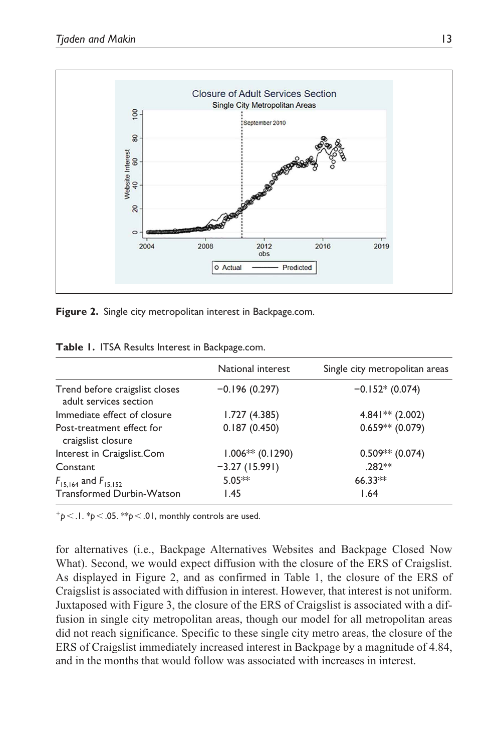**Figure 2.** Single city metropolitan interest in Backpage.com.

**Table 1.** ITSA Results Interest in Backpage.com.

| | National interest | Single city metropolitan areas |
|---|---|---|
| Trend before craigslist closes adult services section | −0.196 (0.297) | −0.152* (0.074) |
| Immediate effect of closure | 1.727 (4.385) | 4.841** (2.002) |
| Post-treatment effect for craigslist closure | 0.187 (0.450) | 0.659** (0.079) |
| Interest in Craigslist.Com | 1.006** (0.1290) | 0.509** (0.074) |
| Constant | −3.27 (15.991) | .282** |
| $F_{15,164}$ and $F_{15,152}$ | 5.05** | 66.33** |
| Transformed Durbin-Watson | 1.45 | 1.64 |

$^{+}p < .1$. $^{*}p < .05$. $^{**}p < .01$, monthly controls are used.

for alternatives (i.e., Backpage Alternatives Websites and Backpage Closed Now What). Second, we would expect diffusion with the closure of the ERS of Craigslist. As displayed in Figure 2, and as confirmed in Table 1, the closure of the ERS of Craigslist is associated with diffusion in interest. However, that interest is not uniform. Juxtaposed with Figure 3, the closure of the ERS of Craigslist is associated with a diffusion in single city metropolitan areas, though our model for all metropolitan areas did not reach significance. Specific to these single city metro areas, the closure of the ERS of Craigslist immediately increased interest in Backpage by a magnitude of 4.84, and in the months that would follow was associated with increases in interest.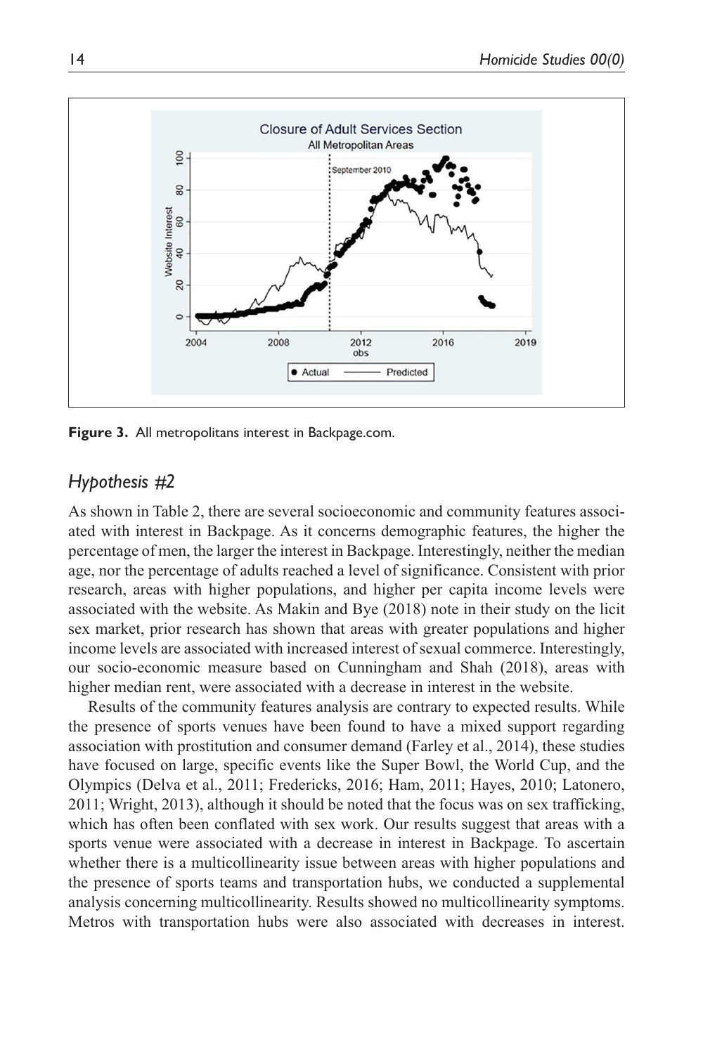Figure 3. All metropolitans interest in Backpage.com.

## *Hypothesis #2*

As shown in Table 2, there are several socioeconomic and community features associated with interest in Backpage. As it concerns demographic features, the higher the percentage of men, the larger the interest in Backpage. Interestingly, neither the median age, nor the percentage of adults reached a level of significance. Consistent with prior research, areas with higher populations, and higher per capita income levels were associated with the website. As Makin and Bye (2018) note in their study on the licit sex market, prior research has shown that areas with greater populations and higher income levels are associated with increased interest of sexual commerce. Interestingly, our socio-economic measure based on Cunningham and Shah (2018), areas with higher median rent, were associated with a decrease in interest in the website.

Results of the community features analysis are contrary to expected results. While the presence of sports venues have been found to have a mixed support regarding association with prostitution and consumer demand (Farley et al., 2014), these studies have focused on large, specific events like the Super Bowl, the World Cup, and the Olympics (Delva et al., 2011; Fredericks, 2016; Ham, 2011; Hayes, 2010; Latonero, 2011; Wright, 2013), although it should be noted that the focus was on sex trafficking, which has often been conflated with sex work. Our results suggest that areas with a sports venue were associated with a decrease in interest in Backpage. To ascertain whether there is a multicollinearity issue between areas with higher populations and the presence of sports teams and transportation hubs, we conducted a supplemental analysis concerning multicollinearity. Results showed no multicollinearity symptoms. Metros with transportation hubs were also associated with decreases in interest.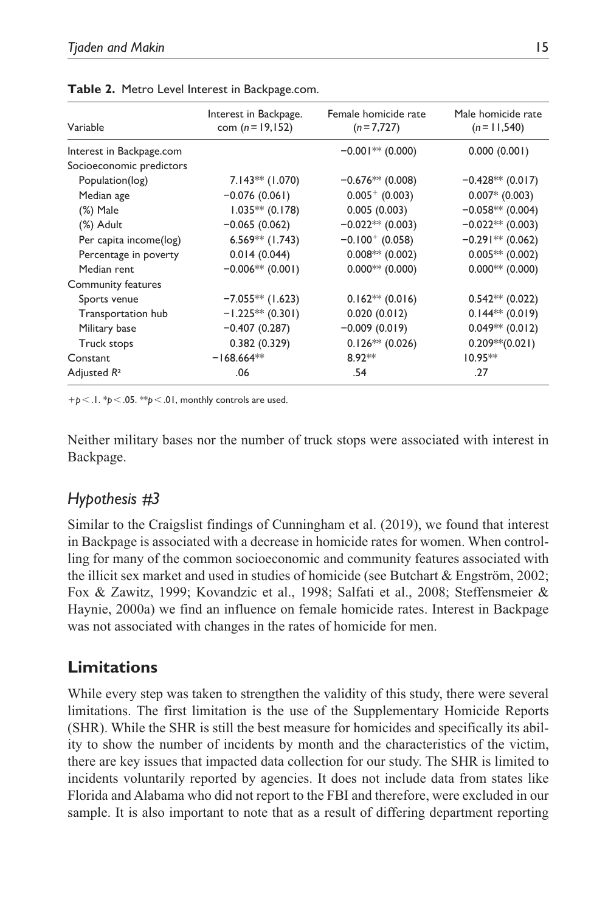**Table 2.** Metro Level Interest in Backpage.com.

| Variable | Interest in Backpage.com ($n = 19,152$) | Female homicide rate ($n = 7,727$) | Male homicide rate ($n = 11,540$) |
|---|---|---|---|
| Interest in Backpage.com | | −0.001** (0.000) | 0.000 (0.001) |
| Socioeconomic predictors | | | |
| Population(log) | 7.143** (1.070) | −0.676** (0.008) | −0.428** (0.017) |
| Median age | −0.076 (0.061) | 0.005+ (0.003) | 0.007* (0.003) |
| (%) Male | 1.035** (0.178) | 0.005 (0.003) | −0.058** (0.004) |
| (%) Adult | −0.065 (0.062) | −0.022** (0.003) | −0.022** (0.003) |
| Per capita income(log) | 6.569** (1.743) | −0.100+ (0.058) | −0.291** (0.062) |
| Percentage in poverty | 0.014 (0.044) | 0.008** (0.002) | 0.005** (0.002) |
| Median rent | −0.006** (0.001) | 0.000** (0.000) | 0.000** (0.000) |
| Community features | | | |
| Sports venue | −7.055** (1.623) | 0.162** (0.016) | 0.542** (0.022) |
| Transportation hub | −1.225** (0.301) | 0.020 (0.012) | 0.144** (0.019) |
| Military base | −0.407 (0.287) | −0.009 (0.019) | 0.049** (0.012) |
| Truck stops | 0.382 (0.329) | 0.126** (0.026) | 0.209**(0.021) |
| Constant | −168.664** | 8.92** | 10.95** |
| Adjusted $R^2$ | .06 | .54 | .27 |

+$p < .1$. *$p < .05$. **$p < .01$, monthly controls are used.

Neither military bases nor the number of truck stops were associated with interest in Backpage.

## *Hypothesis #3*

Similar to the Craigslist findings of Cunningham et al. (2019), we found that interest in Backpage is associated with a decrease in homicide rates for women. When controlling for many of the common socioeconomic and community features associated with the illicit sex market and used in studies of homicide (see Butchart & Engström, 2002; Fox & Zawitz, 1999; Kovandzic et al., 1998; Salfati et al., 2008; Steffensmeier & Haynie, 2000a) we find an influence on female homicide rates. Interest in Backpage was not associated with changes in the rates of homicide for men.

# Limitations

While every step was taken to strengthen the validity of this study, there were several limitations. The first limitation is the use of the Supplementary Homicide Reports (SHR). While the SHR is still the best measure for homicides and specifically its ability to show the number of incidents by month and the characteristics of the victim, there are key issues that impacted data collection for our study. The SHR is limited to incidents voluntarily reported by agencies. It does not include data from states like Florida and Alabama who did not report to the FBI and therefore, were excluded in our sample. It is also important to note that as a result of differing department reporting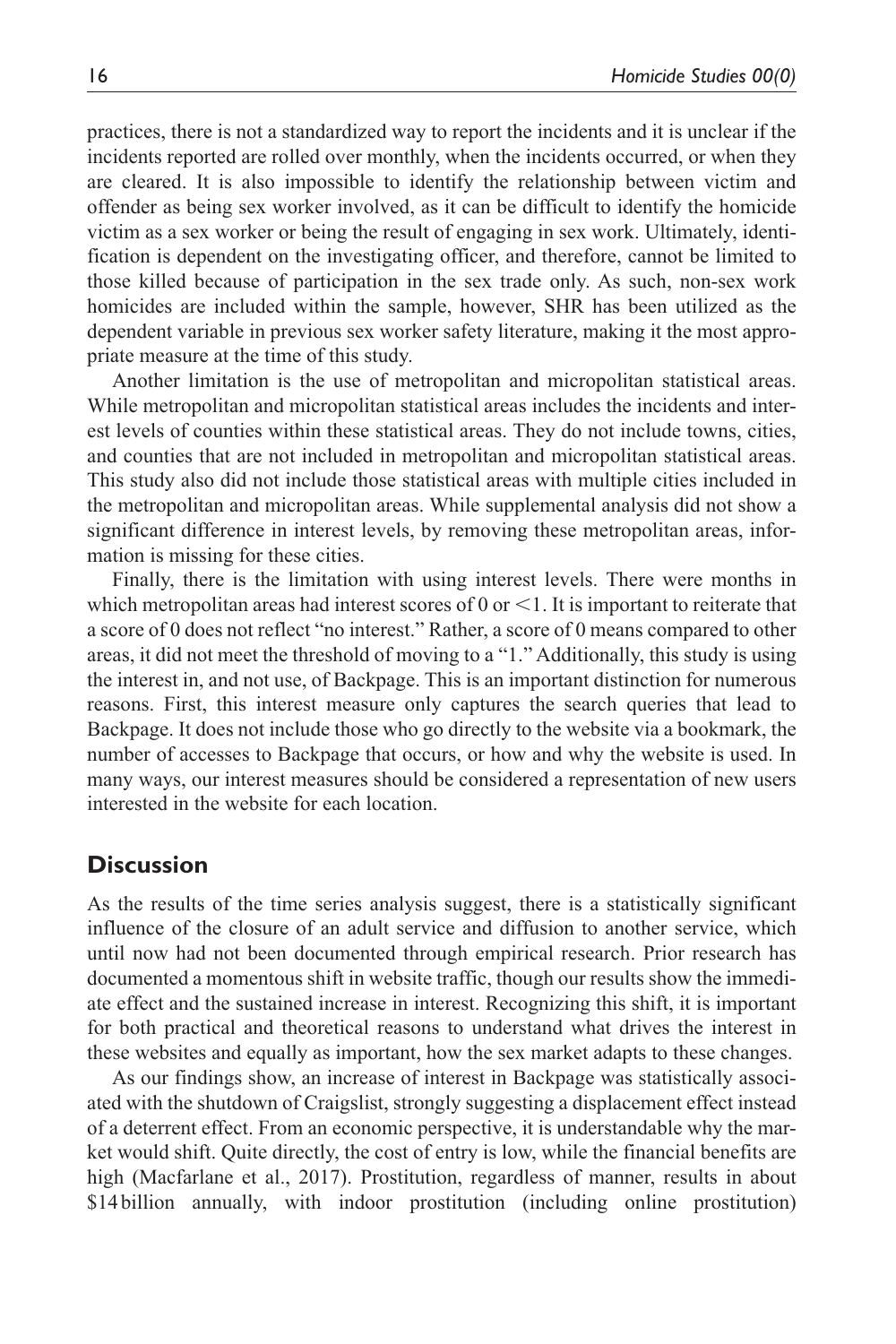practices, there is not a standardized way to report the incidents and it is unclear if the incidents reported are rolled over monthly, when the incidents occurred, or when they are cleared. It is also impossible to identify the relationship between victim and offender as being sex worker involved, as it can be difficult to identify the homicide victim as a sex worker or being the result of engaging in sex work. Ultimately, identification is dependent on the investigating officer, and therefore, cannot be limited to those killed because of participation in the sex trade only. As such, non-sex work homicides are included within the sample, however, SHR has been utilized as the dependent variable in previous sex worker safety literature, making it the most appropriate measure at the time of this study.

Another limitation is the use of metropolitan and micropolitan statistical areas. While metropolitan and micropolitan statistical areas includes the incidents and interest levels of counties within these statistical areas. They do not include towns, cities, and counties that are not included in metropolitan and micropolitan statistical areas. This study also did not include those statistical areas with multiple cities included in the metropolitan and micropolitan areas. While supplemental analysis did not show a significant difference in interest levels, by removing these metropolitan areas, information is missing for these cities.

Finally, there is the limitation with using interest levels. There were months in which metropolitan areas had interest scores of 0 or <1. It is important to reiterate that a score of 0 does not reflect "no interest." Rather, a score of 0 means compared to other areas, it did not meet the threshold of moving to a "1." Additionally, this study is using the interest in, and not use, of Backpage. This is an important distinction for numerous reasons. First, this interest measure only captures the search queries that lead to Backpage. It does not include those who go directly to the website via a bookmark, the number of accesses to Backpage that occurs, or how and why the website is used. In many ways, our interest measures should be considered a representation of new users interested in the website for each location.

## Discussion

As the results of the time series analysis suggest, there is a statistically significant influence of the closure of an adult service and diffusion to another service, which until now had not been documented through empirical research. Prior research has documented a momentous shift in website traffic, though our results show the immediate effect and the sustained increase in interest. Recognizing this shift, it is important for both practical and theoretical reasons to understand what drives the interest in these websites and equally as important, how the sex market adapts to these changes.

As our findings show, an increase of interest in Backpage was statistically associated with the shutdown of Craigslist, strongly suggesting a displacement effect instead of a deterrent effect. From an economic perspective, it is understandable why the market would shift. Quite directly, the cost of entry is low, while the financial benefits are high (Macfarlane et al., 2017). Prostitution, regardless of manner, results in about \$14 billion annually, with indoor prostitution (including online prostitution)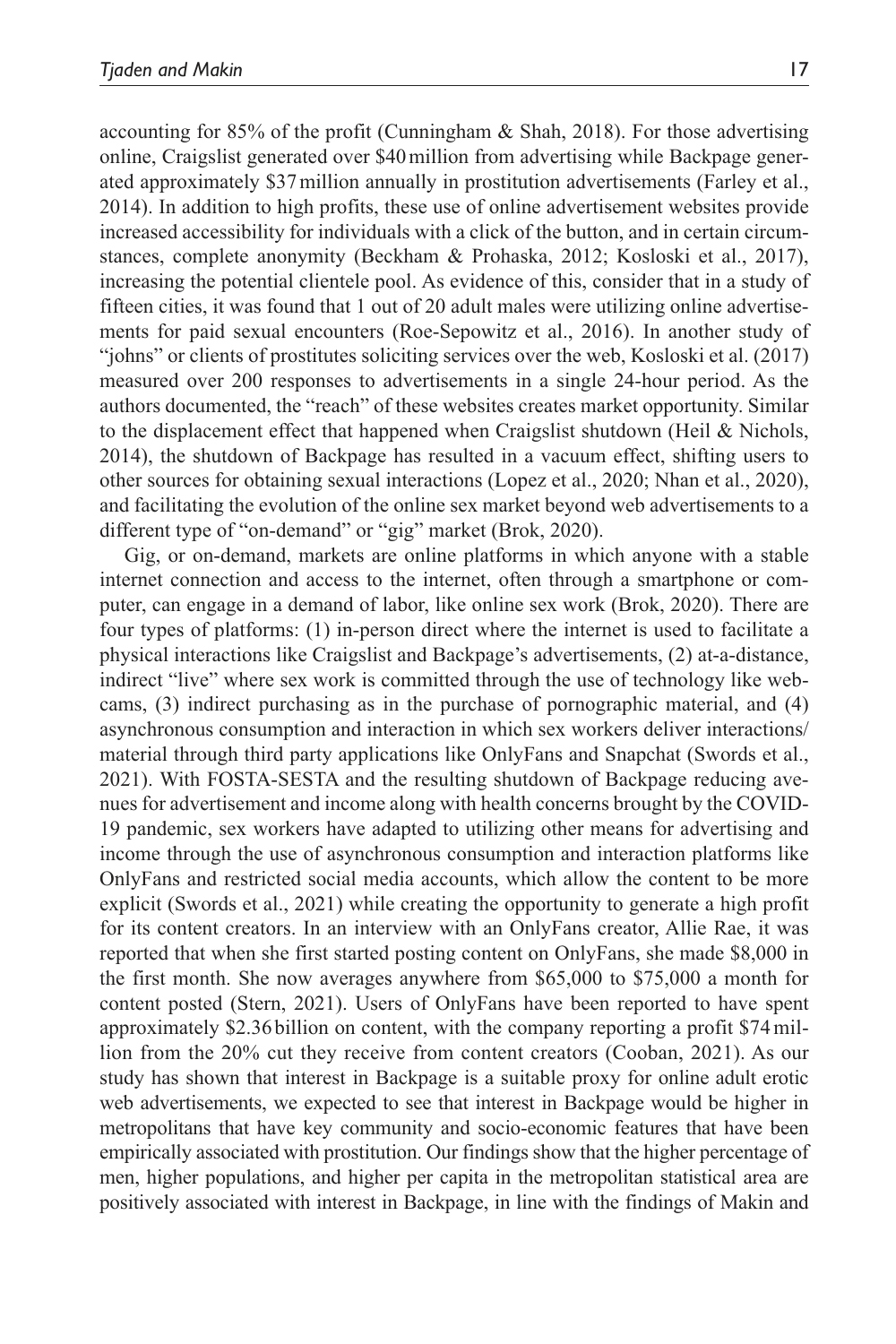accounting for 85% of the profit (Cunningham & Shah, 2018). For those advertising online, Craigslist generated over \$40 million from advertising while Backpage generated approximately \$37 million annually in prostitution advertisements (Farley et al., 2014). In addition to high profits, these use of online advertisement websites provide increased accessibility for individuals with a click of the button, and in certain circumstances, complete anonymity (Beckham & Prohaska, 2012; Kosloski et al., 2017), increasing the potential clientele pool. As evidence of this, consider that in a study of fifteen cities, it was found that 1 out of 20 adult males were utilizing online advertisements for paid sexual encounters (Roe-Sepowitz et al., 2016). In another study of "johns" or clients of prostitutes soliciting services over the web, Kosloski et al. (2017) measured over 200 responses to advertisements in a single 24-hour period. As the authors documented, the "reach" of these websites creates market opportunity. Similar to the displacement effect that happened when Craigslist shutdown (Heil & Nichols, 2014), the shutdown of Backpage has resulted in a vacuum effect, shifting users to other sources for obtaining sexual interactions (Lopez et al., 2020; Nhan et al., 2020), and facilitating the evolution of the online sex market beyond web advertisements to a different type of "on-demand" or "gig" market (Brok, 2020).

Gig, or on-demand, markets are online platforms in which anyone with a stable internet connection and access to the internet, often through a smartphone or computer, can engage in a demand of labor, like online sex work (Brok, 2020). There are four types of platforms: (1) in-person direct where the internet is used to facilitate a physical interactions like Craigslist and Backpage's advertisements, (2) at-a-distance, indirect "live" where sex work is committed through the use of technology like webcams, (3) indirect purchasing as in the purchase of pornographic material, and (4) asynchronous consumption and interaction in which sex workers deliver interactions/material through third party applications like OnlyFans and Snapchat (Swords et al., 2021). With FOSTA-SESTA and the resulting shutdown of Backpage reducing avenues for advertisement and income along with health concerns brought by the COVID-19 pandemic, sex workers have adapted to utilizing other means for advertising and income through the use of asynchronous consumption and interaction platforms like OnlyFans and restricted social media accounts, which allow the content to be more explicit (Swords et al., 2021) while creating the opportunity to generate a high profit for its content creators. In an interview with an OnlyFans creator, Allie Rae, it was reported that when she first started posting content on OnlyFans, she made \$8,000 in the first month. She now averages anywhere from \$65,000 to \$75,000 a month for content posted (Stern, 2021). Users of OnlyFans have been reported to have spent approximately \$2.36 billion on content, with the company reporting a profit \$74 million from the 20% cut they receive from content creators (Cooban, 2021). As our study has shown that interest in Backpage is a suitable proxy for online adult erotic web advertisements, we expected to see that interest in Backpage would be higher in metropolitans that have key community and socio-economic features that have been empirically associated with prostitution. Our findings show that the higher percentage of men, higher populations, and higher per capita in the metropolitan statistical area are positively associated with interest in Backpage, in line with the findings of Makin and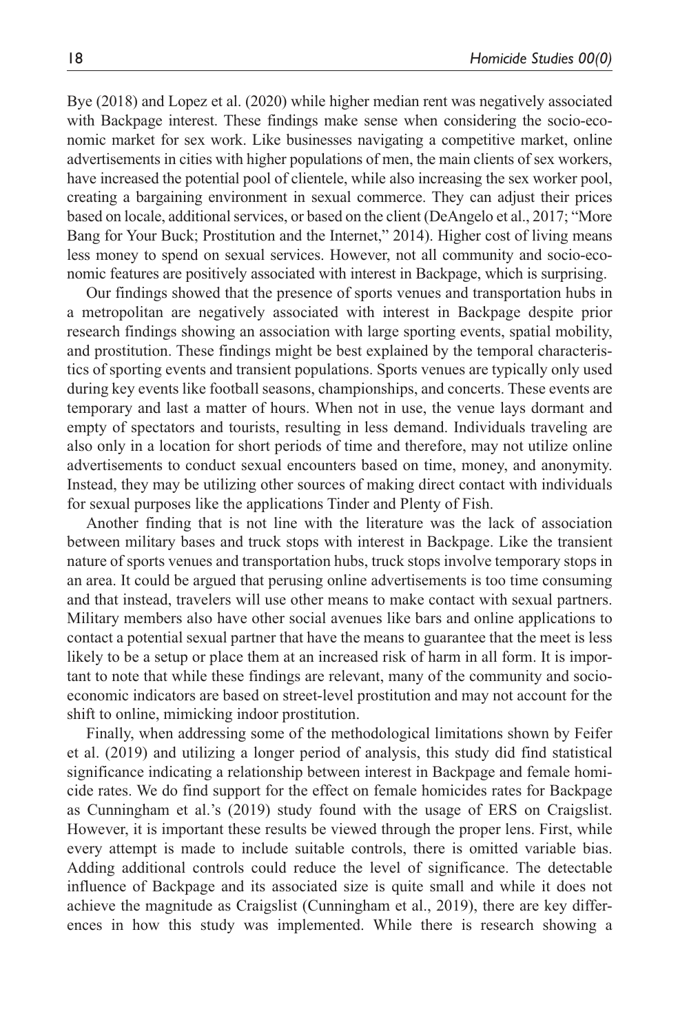Bye (2018) and Lopez et al. (2020) while higher median rent was negatively associated with Backpage interest. These findings make sense when considering the socio-economic market for sex work. Like businesses navigating a competitive market, online advertisements in cities with higher populations of men, the main clients of sex workers, have increased the potential pool of clientele, while also increasing the sex worker pool, creating a bargaining environment in sexual commerce. They can adjust their prices based on locale, additional services, or based on the client (DeAngelo et al., 2017; "More Bang for Your Buck; Prostitution and the Internet," 2014). Higher cost of living means less money to spend on sexual services. However, not all community and socio-economic features are positively associated with interest in Backpage, which is surprising.

Our findings showed that the presence of sports venues and transportation hubs in a metropolitan are negatively associated with interest in Backpage despite prior research findings showing an association with large sporting events, spatial mobility, and prostitution. These findings might be best explained by the temporal characteristics of sporting events and transient populations. Sports venues are typically only used during key events like football seasons, championships, and concerts. These events are temporary and last a matter of hours. When not in use, the venue lays dormant and empty of spectators and tourists, resulting in less demand. Individuals traveling are also only in a location for short periods of time and therefore, may not utilize online advertisements to conduct sexual encounters based on time, money, and anonymity. Instead, they may be utilizing other sources of making direct contact with individuals for sexual purposes like the applications Tinder and Plenty of Fish.

Another finding that is not line with the literature was the lack of association between military bases and truck stops with interest in Backpage. Like the transient nature of sports venues and transportation hubs, truck stops involve temporary stops in an area. It could be argued that perusing online advertisements is too time consuming and that instead, travelers will use other means to make contact with sexual partners. Military members also have other social avenues like bars and online applications to contact a potential sexual partner that have the means to guarantee that the meet is less likely to be a setup or place them at an increased risk of harm in all form. It is important to note that while these findings are relevant, many of the community and socio-economic indicators are based on street-level prostitution and may not account for the shift to online, mimicking indoor prostitution.

Finally, when addressing some of the methodological limitations shown by Feifer et al. (2019) and utilizing a longer period of analysis, this study did find statistical significance indicating a relationship between interest in Backpage and female homicide rates. We do find support for the effect on female homicides rates for Backpage as Cunningham et al.'s (2019) study found with the usage of ERS on Craigslist. However, it is important these results be viewed through the proper lens. First, while every attempt is made to include suitable controls, there is omitted variable bias. Adding additional controls could reduce the level of significance. The detectable influence of Backpage and its associated size is quite small and while it does not achieve the magnitude as Craigslist (Cunningham et al., 2019), there are key differences in how this study was implemented. While there is research showing a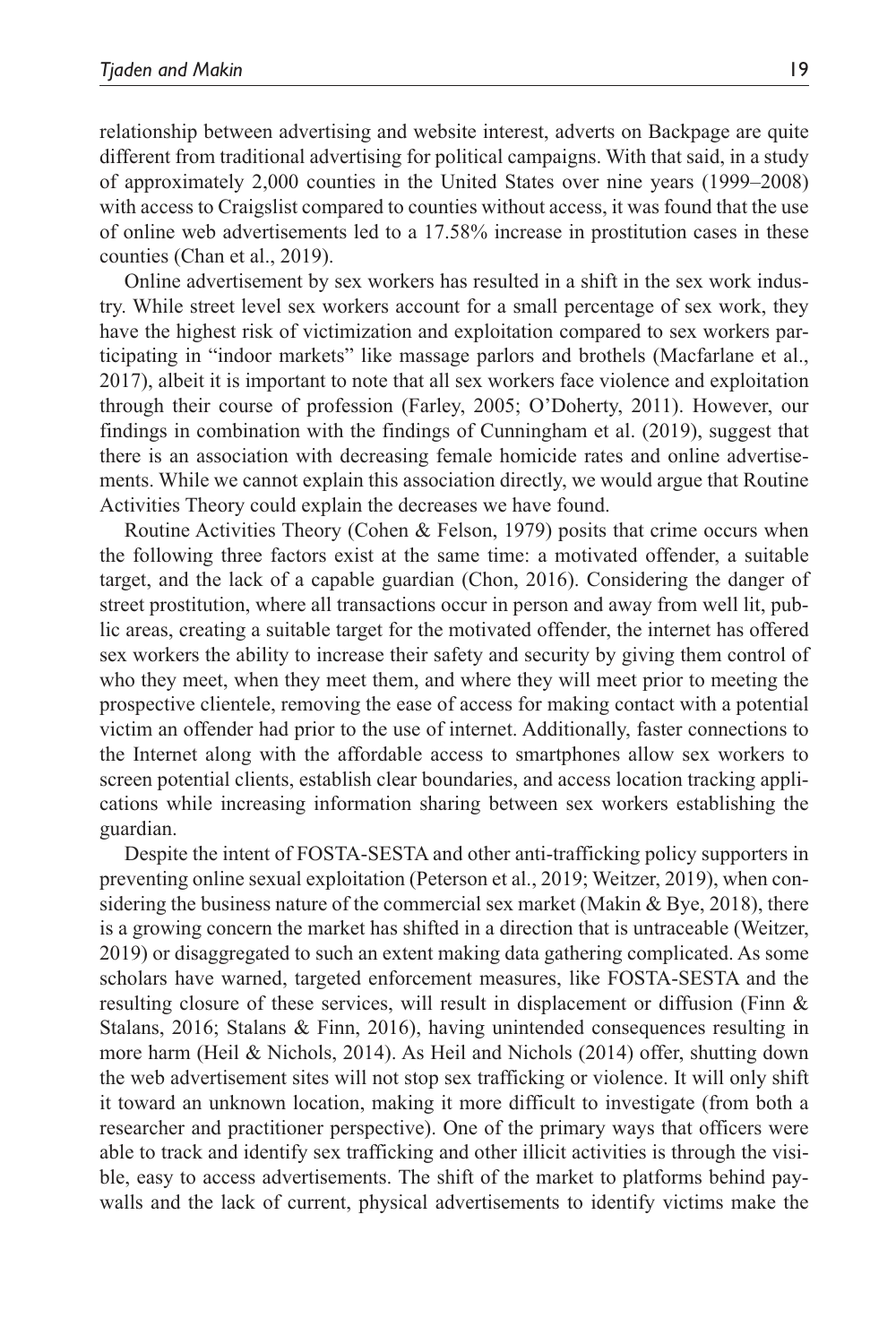relationship between advertising and website interest, adverts on Backpage are quite different from traditional advertising for political campaigns. With that said, in a study of approximately 2,000 counties in the United States over nine years (1999–2008) with access to Craigslist compared to counties without access, it was found that the use of online web advertisements led to a 17.58% increase in prostitution cases in these counties (Chan et al., 2019).

Online advertisement by sex workers has resulted in a shift in the sex work industry. While street level sex workers account for a small percentage of sex work, they have the highest risk of victimization and exploitation compared to sex workers participating in "indoor markets" like massage parlors and brothels (Macfarlane et al., 2017), albeit it is important to note that all sex workers face violence and exploitation through their course of profession (Farley, 2005; O'Doherty, 2011). However, our findings in combination with the findings of Cunningham et al. (2019), suggest that there is an association with decreasing female homicide rates and online advertisements. While we cannot explain this association directly, we would argue that Routine Activities Theory could explain the decreases we have found.

Routine Activities Theory (Cohen & Felson, 1979) posits that crime occurs when the following three factors exist at the same time: a motivated offender, a suitable target, and the lack of a capable guardian (Chon, 2016). Considering the danger of street prostitution, where all transactions occur in person and away from well lit, public areas, creating a suitable target for the motivated offender, the internet has offered sex workers the ability to increase their safety and security by giving them control of who they meet, when they meet them, and where they will meet prior to meeting the prospective clientele, removing the ease of access for making contact with a potential victim an offender had prior to the use of internet. Additionally, faster connections to the Internet along with the affordable access to smartphones allow sex workers to screen potential clients, establish clear boundaries, and access location tracking applications while increasing information sharing between sex workers establishing the guardian.

Despite the intent of FOSTA-SESTA and other anti-trafficking policy supporters in preventing online sexual exploitation (Peterson et al., 2019; Weitzer, 2019), when considering the business nature of the commercial sex market (Makin & Bye, 2018), there is a growing concern the market has shifted in a direction that is untraceable (Weitzer, 2019) or disaggregated to such an extent making data gathering complicated. As some scholars have warned, targeted enforcement measures, like FOSTA-SESTA and the resulting closure of these services, will result in displacement or diffusion (Finn & Stalans, 2016; Stalans & Finn, 2016), having unintended consequences resulting in more harm (Heil & Nichols, 2014). As Heil and Nichols (2014) offer, shutting down the web advertisement sites will not stop sex trafficking or violence. It will only shift it toward an unknown location, making it more difficult to investigate (from both a researcher and practitioner perspective). One of the primary ways that officers were able to track and identify sex trafficking and other illicit activities is through the visible, easy to access advertisements. The shift of the market to platforms behind paywalls and the lack of current, physical advertisements to identify victims make the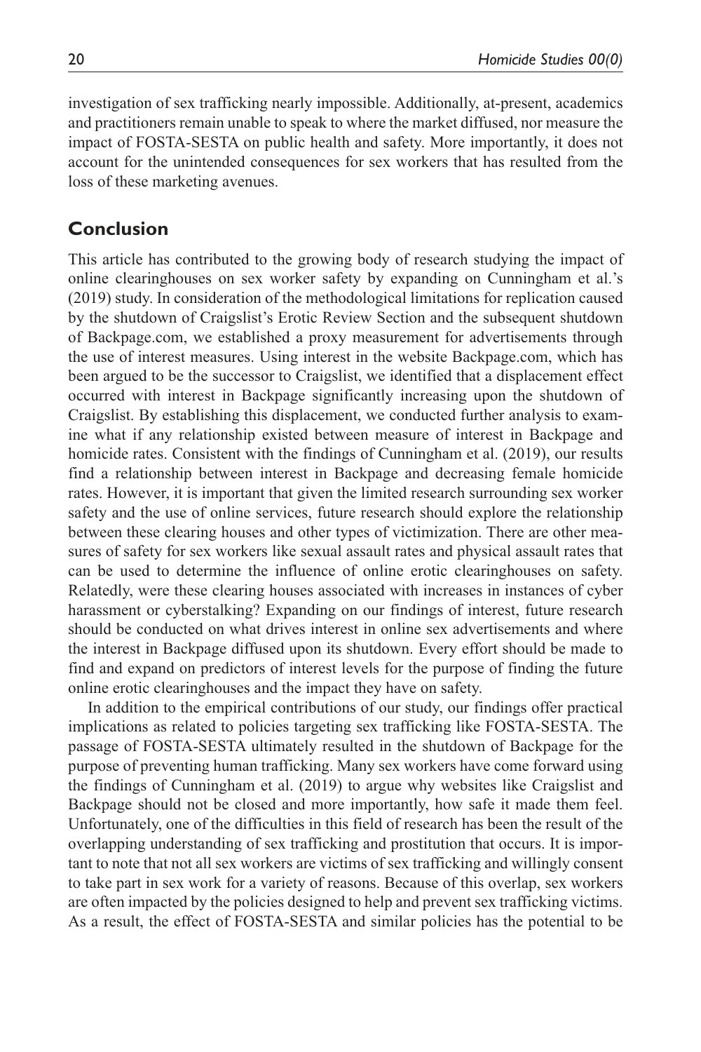investigation of sex trafficking nearly impossible. Additionally, at-present, academics and practitioners remain unable to speak to where the market diffused, nor measure the impact of FOSTA-SESTA on public health and safety. More importantly, it does not account for the unintended consequences for sex workers that has resulted from the loss of these marketing avenues.

## Conclusion

This article has contributed to the growing body of research studying the impact of online clearinghouses on sex worker safety by expanding on Cunningham et al.'s (2019) study. In consideration of the methodological limitations for replication caused by the shutdown of Craigslist's Erotic Review Section and the subsequent shutdown of Backpage.com, we established a proxy measurement for advertisements through the use of interest measures. Using interest in the website Backpage.com, which has been argued to be the successor to Craigslist, we identified that a displacement effect occurred with interest in Backpage significantly increasing upon the shutdown of Craigslist. By establishing this displacement, we conducted further analysis to examine what if any relationship existed between measure of interest in Backpage and homicide rates. Consistent with the findings of Cunningham et al. (2019), our results find a relationship between interest in Backpage and decreasing female homicide rates. However, it is important that given the limited research surrounding sex worker safety and the use of online services, future research should explore the relationship between these clearing houses and other types of victimization. There are other measures of safety for sex workers like sexual assault rates and physical assault rates that can be used to determine the influence of online erotic clearinghouses on safety. Relatedly, were these clearing houses associated with increases in instances of cyber harassment or cyberstalking? Expanding on our findings of interest, future research should be conducted on what drives interest in online sex advertisements and where the interest in Backpage diffused upon its shutdown. Every effort should be made to find and expand on predictors of interest levels for the purpose of finding the future online erotic clearinghouses and the impact they have on safety.

In addition to the empirical contributions of our study, our findings offer practical implications as related to policies targeting sex trafficking like FOSTA-SESTA. The passage of FOSTA-SESTA ultimately resulted in the shutdown of Backpage for the purpose of preventing human trafficking. Many sex workers have come forward using the findings of Cunningham et al. (2019) to argue why websites like Craigslist and Backpage should not be closed and more importantly, how safe it made them feel. Unfortunately, one of the difficulties in this field of research has been the result of the overlapping understanding of sex trafficking and prostitution that occurs. It is important to note that not all sex workers are victims of sex trafficking and willingly consent to take part in sex work for a variety of reasons. Because of this overlap, sex workers are often impacted by the policies designed to help and prevent sex trafficking victims. As a result, the effect of FOSTA-SESTA and similar policies has the potential to be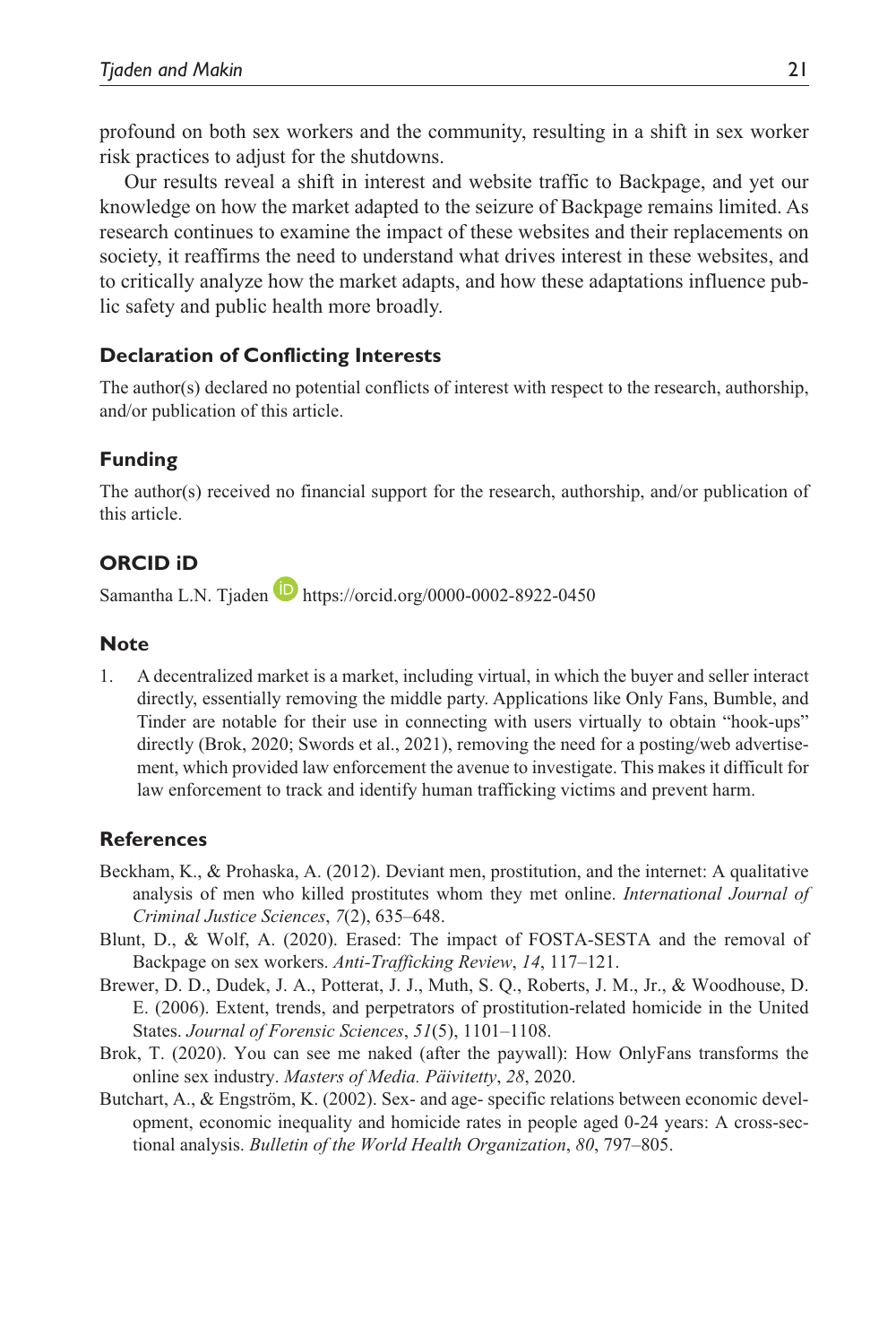profound on both sex workers and the community, resulting in a shift in sex worker risk practices to adjust for the shutdowns.

Our results reveal a shift in interest and website traffic to Backpage, and yet our knowledge on how the market adapted to the seizure of Backpage remains limited. As research continues to examine the impact of these websites and their replacements on society, it reaffirms the need to understand what drives interest in these websites, and to critically analyze how the market adapts, and how these adaptations influence public safety and public health more broadly.

## Declaration of Conflicting Interests

The author(s) declared no potential conflicts of interest with respect to the research, authorship, and/or publication of this article.

## Funding

The author(s) received no financial support for the research, authorship, and/or publication of this article.

## ORCID iD

Samantha L.N. Tjaden https://orcid.org/0000-0002-8922-0450

## Note

1. A decentralized market is a market, including virtual, in which the buyer and seller interact directly, essentially removing the middle party. Applications like Only Fans, Bumble, and Tinder are notable for their use in connecting with users virtually to obtain "hook-ups" directly (Brok, 2020; Swords et al., 2021), removing the need for a posting/web advertisement, which provided law enforcement the avenue to investigate. This makes it difficult for law enforcement to track and identify human trafficking victims and prevent harm.

## References

Beckham, K., & Prohaska, A. (2012). Deviant men, prostitution, and the internet: A qualitative analysis of men who killed prostitutes whom they met online. *International Journal of Criminal Justice Sciences*, *7*(2), 635–648.

Blunt, D., & Wolf, A. (2020). Erased: The impact of FOSTA-SESTA and the removal of Backpage on sex workers. *Anti-Trafficking Review*, *14*, 117–121.

Brewer, D. D., Dudek, J. A., Potterat, J. J., Muth, S. Q., Roberts, J. M., Jr., & Woodhouse, D. E. (2006). Extent, trends, and perpetrators of prostitution-related homicide in the United States. *Journal of Forensic Sciences*, *51*(5), 1101–1108.

Brok, T. (2020). You can see me naked (after the paywall): How OnlyFans transforms the online sex industry. *Masters of Media. Päivitetty*, *28*, 2020.

Butchart, A., & Engström, K. (2002). Sex- and age- specific relations between economic development, economic inequality and homicide rates in people aged 0-24 years: A cross-sectional analysis. *Bulletin of the World Health Organization*, *80*, 797–805.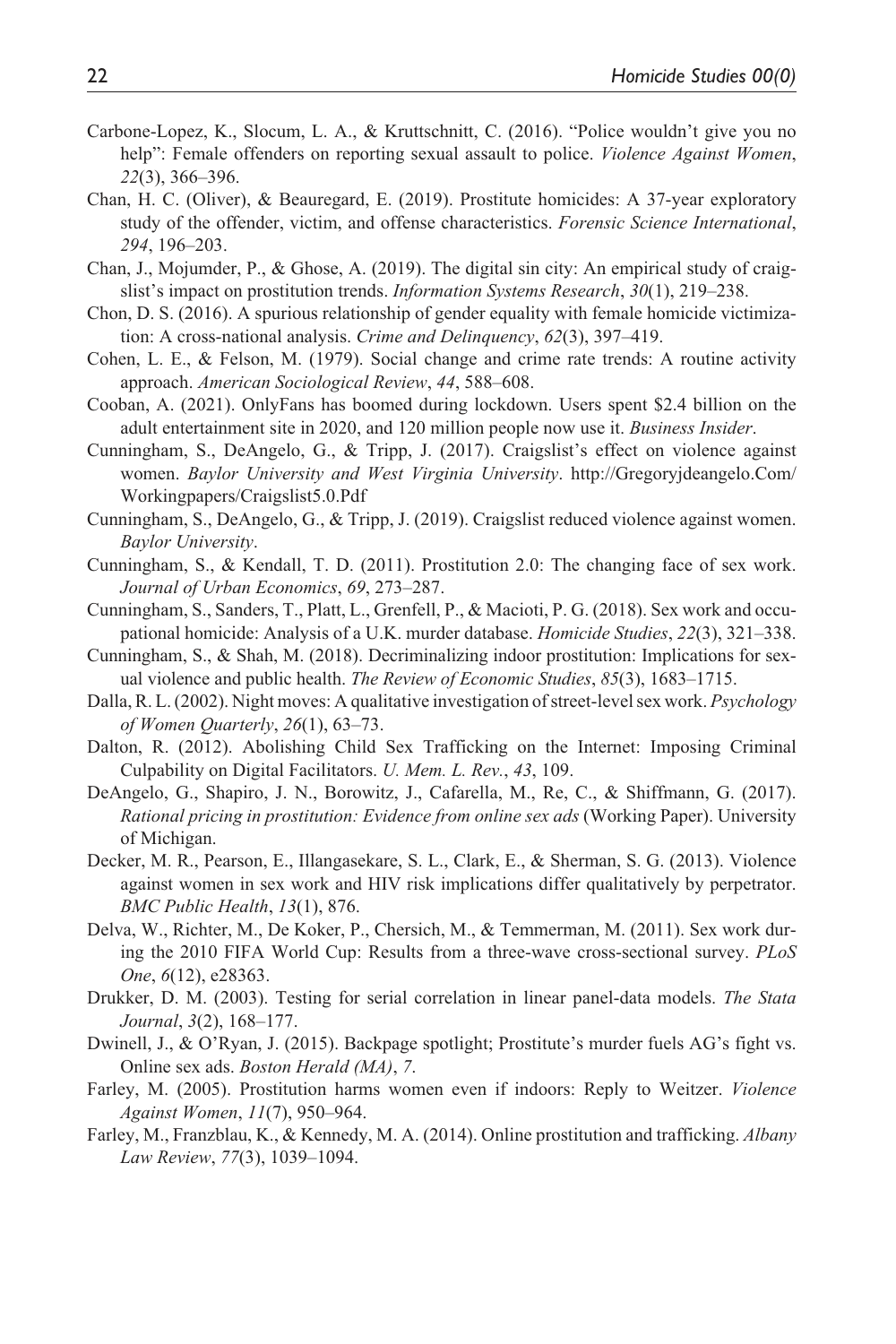Carbone-Lopez, K., Slocum, L. A., & Kruttschnitt, C. (2016). "Police wouldn't give you no help": Female offenders on reporting sexual assault to police. *Violence Against Women*, *22*(3), 366–396.

Chan, H. C. (Oliver), & Beauregard, E. (2019). Prostitute homicides: A 37-year exploratory study of the offender, victim, and offense characteristics. *Forensic Science International*, *294*, 196–203.

Chan, J., Mojumder, P., & Ghose, A. (2019). The digital sin city: An empirical study of craigslist's impact on prostitution trends. *Information Systems Research*, *30*(1), 219–238.

Chon, D. S. (2016). A spurious relationship of gender equality with female homicide victimization: A cross-national analysis. *Crime and Delinquency*, *62*(3), 397–419.

Cohen, L. E., & Felson, M. (1979). Social change and crime rate trends: A routine activity approach. *American Sociological Review*, *44*, 588–608.

Cooban, A. (2021). OnlyFans has boomed during lockdown. Users spent $2.4 billion on the adult entertainment site in 2020, and 120 million people now use it. *Business Insider*.

Cunningham, S., DeAngelo, G., & Tripp, J. (2017). Craigslist's effect on violence against women. *Baylor University and West Virginia University*. http://Gregoryjdeangelo.Com/Workingpapers/Craigslist5.0.Pdf

Cunningham, S., DeAngelo, G., & Tripp, J. (2019). Craigslist reduced violence against women. *Baylor University*.

Cunningham, S., & Kendall, T. D. (2011). Prostitution 2.0: The changing face of sex work. *Journal of Urban Economics*, *69*, 273–287.

Cunningham, S., Sanders, T., Platt, L., Grenfell, P., & Macioti, P. G. (2018). Sex work and occupational homicide: Analysis of a U.K. murder database. *Homicide Studies*, *22*(3), 321–338.

Cunningham, S., & Shah, M. (2018). Decriminalizing indoor prostitution: Implications for sexual violence and public health. *The Review of Economic Studies*, *85*(3), 1683–1715.

Dalla, R. L. (2002). Night moves: A qualitative investigation of street-level sex work. *Psychology of Women Quarterly*, *26*(1), 63–73.

Dalton, R. (2012). Abolishing Child Sex Trafficking on the Internet: Imposing Criminal Culpability on Digital Facilitators. *U. Mem. L. Rev.*, *43*, 109.

DeAngelo, G., Shapiro, J. N., Borowitz, J., Cafarella, M., Re, C., & Shiffmann, G. (2017). *Rational pricing in prostitution: Evidence from online sex ads* (Working Paper). University of Michigan.

Decker, M. R., Pearson, E., Illangasekare, S. L., Clark, E., & Sherman, S. G. (2013). Violence against women in sex work and HIV risk implications differ qualitatively by perpetrator. *BMC Public Health*, *13*(1), 876.

Delva, W., Richter, M., De Koker, P., Chersich, M., & Temmerman, M. (2011). Sex work during the 2010 FIFA World Cup: Results from a three-wave cross-sectional survey. *PLoS One*, *6*(12), e28363.

Drukker, D. M. (2003). Testing for serial correlation in linear panel-data models. *The Stata Journal*, *3*(2), 168–177.

Dwinell, J., & O'Ryan, J. (2015). Backpage spotlight; Prostitute's murder fuels AG's fight vs. Online sex ads. *Boston Herald (MA)*, *7*.

Farley, M. (2005). Prostitution harms women even if indoors: Reply to Weitzer. *Violence Against Women*, *11*(7), 950–964.

Farley, M., Franzblau, K., & Kennedy, M. A. (2014). Online prostitution and trafficking. *Albany Law Review*, *77*(3), 1039–1094.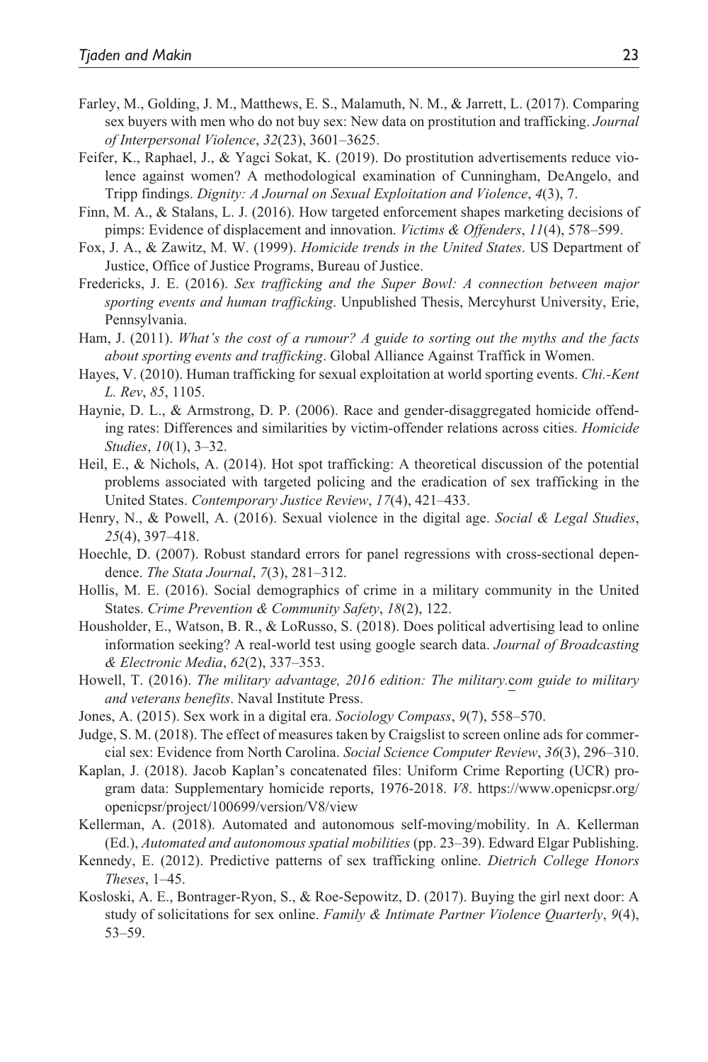Farley, M., Golding, J. M., Matthews, E. S., Malamuth, N. M., & Jarrett, L. (2017). Comparing sex buyers with men who do not buy sex: New data on prostitution and trafficking. *Journal of Interpersonal Violence*, *32*(23), 3601–3625.

Feifer, K., Raphael, J., & Yagci Sokat, K. (2019). Do prostitution advertisements reduce violence against women? A methodological examination of Cunningham, DeAngelo, and Tripp findings. *Dignity: A Journal on Sexual Exploitation and Violence*, *4*(3), 7.

Finn, M. A., & Stalans, L. J. (2016). How targeted enforcement shapes marketing decisions of pimps: Evidence of displacement and innovation. *Victims & Offenders*, *11*(4), 578–599.

Fox, J. A., & Zawitz, M. W. (1999). *Homicide trends in the United States*. US Department of Justice, Office of Justice Programs, Bureau of Justice.

Fredericks, J. E. (2016). *Sex trafficking and the Super Bowl: A connection between major sporting events and human trafficking*. Unpublished Thesis, Mercyhurst University, Erie, Pennsylvania.

Ham, J. (2011). *What's the cost of a rumour? A guide to sorting out the myths and the facts about sporting events and trafficking*. Global Alliance Against Traffick in Women.

Hayes, V. (2010). Human trafficking for sexual exploitation at world sporting events. *Chi.-Kent L. Rev*, *85*, 1105.

Haynie, D. L., & Armstrong, D. P. (2006). Race and gender-disaggregated homicide offending rates: Differences and similarities by victim-offender relations across cities. *Homicide Studies*, *10*(1), 3–32.

Heil, E., & Nichols, A. (2014). Hot spot trafficking: A theoretical discussion of the potential problems associated with targeted policing and the eradication of sex trafficking in the United States. *Contemporary Justice Review*, *17*(4), 421–433.

Henry, N., & Powell, A. (2016). Sexual violence in the digital age. *Social & Legal Studies*, *25*(4), 397–418.

Hoechle, D. (2007). Robust standard errors for panel regressions with cross-sectional dependence. *The Stata Journal*, *7*(3), 281–312.

Hollis, M. E. (2016). Social demographics of crime in a military community in the United States. *Crime Prevention & Community Safety*, *18*(2), 122.

Housholder, E., Watson, B. R., & LoRusso, S. (2018). Does political advertising lead to online information seeking? A real-world test using google search data. *Journal of Broadcasting & Electronic Media*, *62*(2), 337–353.

Howell, T. (2016). *The military advantage, 2016 edition: The military.com guide to military and veterans benefits*. Naval Institute Press.

Jones, A. (2015). Sex work in a digital era. *Sociology Compass*, *9*(7), 558–570.

Judge, S. M. (2018). The effect of measures taken by Craigslist to screen online ads for commercial sex: Evidence from North Carolina. *Social Science Computer Review*, *36*(3), 296–310.

Kaplan, J. (2018). Jacob Kaplan's concatenated files: Uniform Crime Reporting (UCR) program data: Supplementary homicide reports, 1976-2018. *V8*. https://www.openicpsr.org/openicpsr/project/100699/version/V8/view

Kellerman, A. (2018). Automated and autonomous self-moving/mobility. In A. Kellerman (Ed.), *Automated and autonomous spatial mobilities* (pp. 23–39). Edward Elgar Publishing.

Kennedy, E. (2012). Predictive patterns of sex trafficking online. *Dietrich College Honors Theses*, 1–45.

Kosloski, A. E., Bontrager-Ryon, S., & Roe-Sepowitz, D. (2017). Buying the girl next door: A study of solicitations for sex online. *Family & Intimate Partner Violence Quarterly*, *9*(4), 53–59.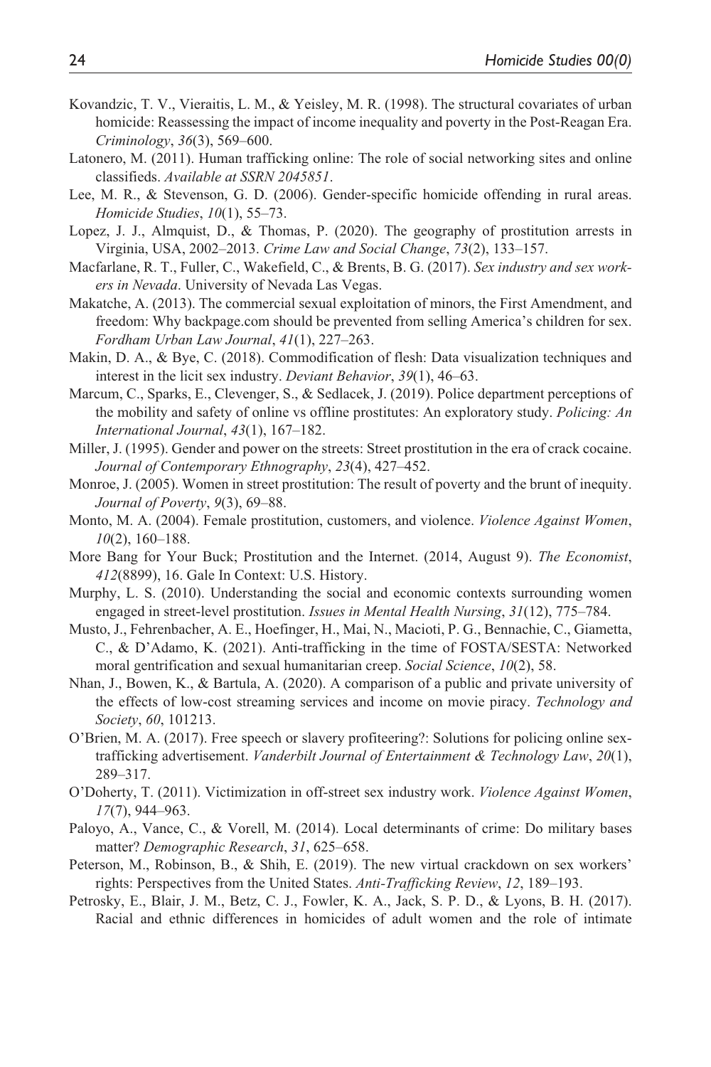Kovandzic, T. V., Vieraitis, L. M., & Yeisley, M. R. (1998). The structural covariates of urban homicide: Reassessing the impact of income inequality and poverty in the Post-Reagan Era. *Criminology*, *36*(3), 569–600.

Latonero, M. (2011). Human trafficking online: The role of social networking sites and online classifieds. *Available at SSRN 2045851*.

Lee, M. R., & Stevenson, G. D. (2006). Gender-specific homicide offending in rural areas. *Homicide Studies*, *10*(1), 55–73.

Lopez, J. J., Almquist, D., & Thomas, P. (2020). The geography of prostitution arrests in Virginia, USA, 2002–2013. *Crime Law and Social Change*, *73*(2), 133–157.

Macfarlane, R. T., Fuller, C., Wakefield, C., & Brents, B. G. (2017). *Sex industry and sex workers in Nevada*. University of Nevada Las Vegas.

Makatche, A. (2013). The commercial sexual exploitation of minors, the First Amendment, and freedom: Why backpage.com should be prevented from selling America's children for sex. *Fordham Urban Law Journal*, *41*(1), 227–263.

Makin, D. A., & Bye, C. (2018). Commodification of flesh: Data visualization techniques and interest in the licit sex industry. *Deviant Behavior*, *39*(1), 46–63.

Marcum, C., Sparks, E., Clevenger, S., & Sedlacek, J. (2019). Police department perceptions of the mobility and safety of online vs offline prostitutes: An exploratory study. *Policing: An International Journal*, *43*(1), 167–182.

Miller, J. (1995). Gender and power on the streets: Street prostitution in the era of crack cocaine. *Journal of Contemporary Ethnography*, *23*(4), 427–452.

Monroe, J. (2005). Women in street prostitution: The result of poverty and the brunt of inequity. *Journal of Poverty*, *9*(3), 69–88.

Monto, M. A. (2004). Female prostitution, customers, and violence. *Violence Against Women*, *10*(2), 160–188.

More Bang for Your Buck; Prostitution and the Internet. (2014, August 9). *The Economist*, *412*(8899), 16. Gale In Context: U.S. History.

Murphy, L. S. (2010). Understanding the social and economic contexts surrounding women engaged in street-level prostitution. *Issues in Mental Health Nursing*, *31*(12), 775–784.

Musto, J., Fehrenbacher, A. E., Hoefinger, H., Mai, N., Macioti, P. G., Bennachie, C., Giametta, C., & D'Adamo, K. (2021). Anti-trafficking in the time of FOSTA/SESTA: Networked moral gentrification and sexual humanitarian creep. *Social Science*, *10*(2), 58.

Nhan, J., Bowen, K., & Bartula, A. (2020). A comparison of a public and private university of the effects of low-cost streaming services and income on movie piracy. *Technology and Society*, *60*, 101213.

O'Brien, M. A. (2017). Free speech or slavery profiteering?: Solutions for policing online sex-trafficking advertisement. *Vanderbilt Journal of Entertainment & Technology Law*, *20*(1), 289–317.

O'Doherty, T. (2011). Victimization in off-street sex industry work. *Violence Against Women*, *17*(7), 944–963.

Paloyo, A., Vance, C., & Vorell, M. (2014). Local determinants of crime: Do military bases matter? *Demographic Research*, *31*, 625–658.

Peterson, M., Robinson, B., & Shih, E. (2019). The new virtual crackdown on sex workers' rights: Perspectives from the United States. *Anti-Trafficking Review*, *12*, 189–193.

Petrosky, E., Blair, J. M., Betz, C. J., Fowler, K. A., Jack, S. P. D., & Lyons, B. H. (2017). Racial and ethnic differences in homicides of adult women and the role of intimate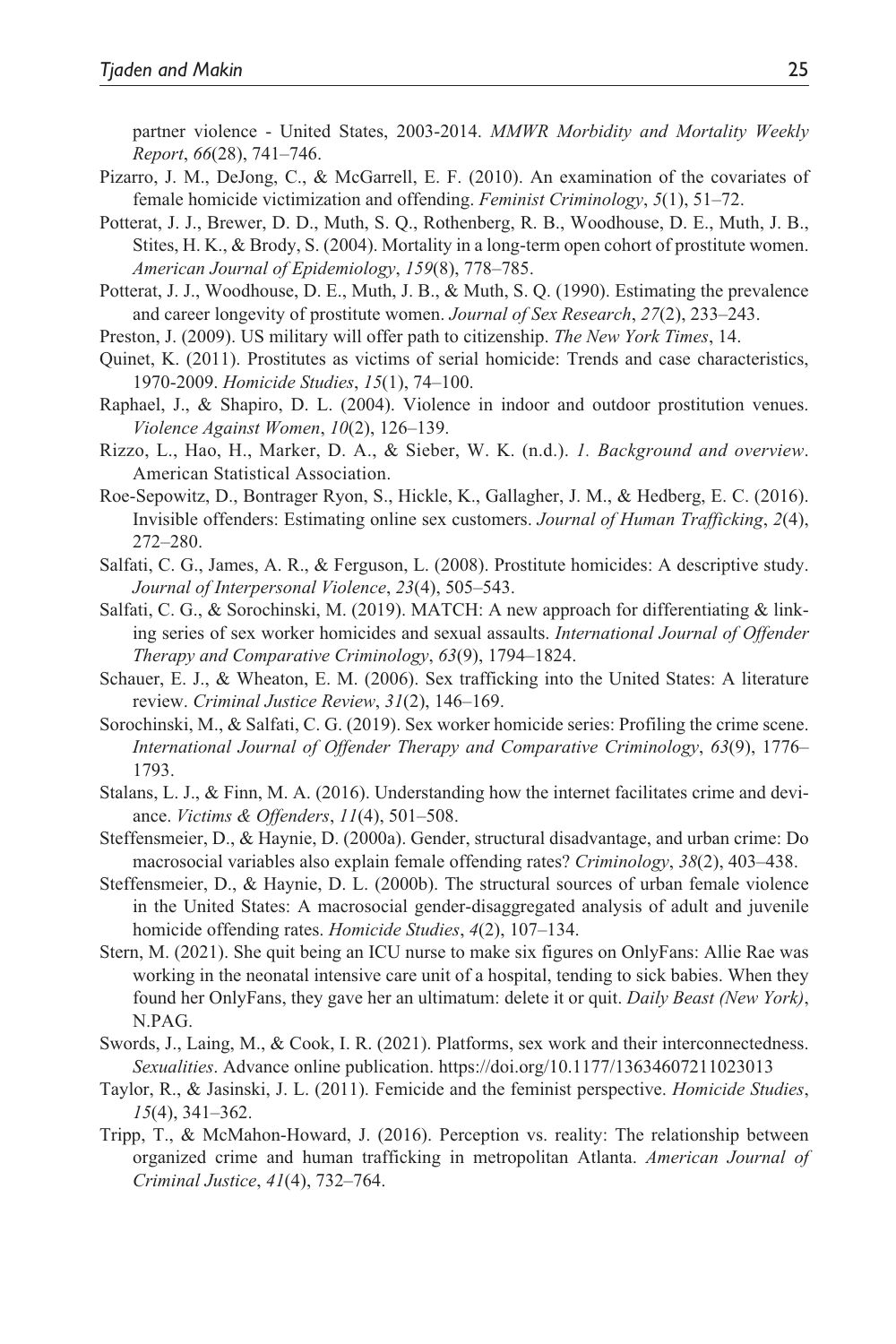partner violence - United States, 2003-2014. *MMWR Morbidity and Mortality Weekly Report*, *66*(28), 741–746.

Pizarro, J. M., DeJong, C., & McGarrell, E. F. (2010). An examination of the covariates of female homicide victimization and offending. *Feminist Criminology*, *5*(1), 51–72.

Potterat, J. J., Brewer, D. D., Muth, S. Q., Rothenberg, R. B., Woodhouse, D. E., Muth, J. B., Stites, H. K., & Brody, S. (2004). Mortality in a long-term open cohort of prostitute women. *American Journal of Epidemiology*, *159*(8), 778–785.

Potterat, J. J., Woodhouse, D. E., Muth, J. B., & Muth, S. Q. (1990). Estimating the prevalence and career longevity of prostitute women. *Journal of Sex Research*, *27*(2), 233–243.

Preston, J. (2009). US military will offer path to citizenship. *The New York Times*, 14.

Quinet, K. (2011). Prostitutes as victims of serial homicide: Trends and case characteristics, 1970-2009. *Homicide Studies*, *15*(1), 74–100.

Raphael, J., & Shapiro, D. L. (2004). Violence in indoor and outdoor prostitution venues. *Violence Against Women*, *10*(2), 126–139.

Rizzo, L., Hao, H., Marker, D. A., & Sieber, W. K. (n.d.). *1. Background and overview*. American Statistical Association.

Roe-Sepowitz, D., Bontrager Ryon, S., Hickle, K., Gallagher, J. M., & Hedberg, E. C. (2016). Invisible offenders: Estimating online sex customers. *Journal of Human Trafficking*, *2*(4), 272–280.

Salfati, C. G., James, A. R., & Ferguson, L. (2008). Prostitute homicides: A descriptive study. *Journal of Interpersonal Violence*, *23*(4), 505–543.

Salfati, C. G., & Sorochinski, M. (2019). MATCH: A new approach for differentiating & linking series of sex worker homicides and sexual assaults. *International Journal of Offender Therapy and Comparative Criminology*, *63*(9), 1794–1824.

Schauer, E. J., & Wheaton, E. M. (2006). Sex trafficking into the United States: A literature review. *Criminal Justice Review*, *31*(2), 146–169.

Sorochinski, M., & Salfati, C. G. (2019). Sex worker homicide series: Profiling the crime scene. *International Journal of Offender Therapy and Comparative Criminology*, *63*(9), 1776–1793.

Stalans, L. J., & Finn, M. A. (2016). Understanding how the internet facilitates crime and deviance. *Victims & Offenders*, *11*(4), 501–508.

Steffensmeier, D., & Haynie, D. (2000a). Gender, structural disadvantage, and urban crime: Do macrosocial variables also explain female offending rates? *Criminology*, *38*(2), 403–438.

Steffensmeier, D., & Haynie, D. L. (2000b). The structural sources of urban female violence in the United States: A macrosocial gender-disaggregated analysis of adult and juvenile homicide offending rates. *Homicide Studies*, *4*(2), 107–134.

Stern, M. (2021). She quit being an ICU nurse to make six figures on OnlyFans: Allie Rae was working in the neonatal intensive care unit of a hospital, tending to sick babies. When they found her OnlyFans, they gave her an ultimatum: delete it or quit. *Daily Beast (New York)*, N.PAG.

Swords, J., Laing, M., & Cook, I. R. (2021). Platforms, sex work and their interconnectedness. *Sexualities*. Advance online publication. https://doi.org/10.1177/13634607211023013

Taylor, R., & Jasinski, J. L. (2011). Femicide and the feminist perspective. *Homicide Studies*, *15*(4), 341–362.

Tripp, T., & McMahon-Howard, J. (2016). Perception vs. reality: The relationship between organized crime and human trafficking in metropolitan Atlanta. *American Journal of Criminal Justice*, *41*(4), 732–764.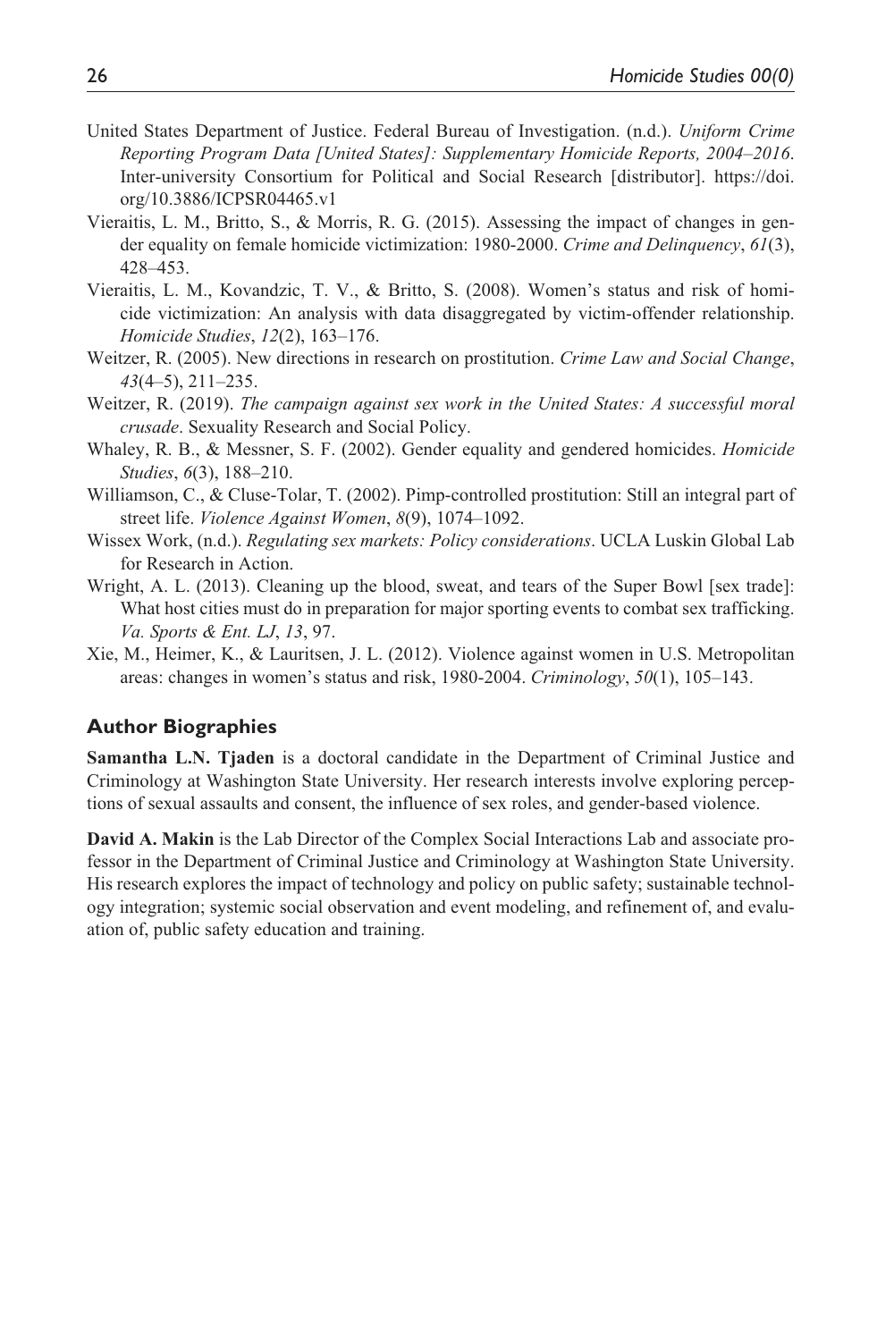United States Department of Justice. Federal Bureau of Investigation. (n.d.). *Uniform Crime Reporting Program Data [United States]: Supplementary Homicide Reports, 2004–2016*. Inter-university Consortium for Political and Social Research [distributor]. https://doi.org/10.3886/ICPSR04465.v1

Vieraitis, L. M., Britto, S., & Morris, R. G. (2015). Assessing the impact of changes in gender equality on female homicide victimization: 1980-2000. *Crime and Delinquency*, *61*(3), 428–453.

Vieraitis, L. M., Kovandzic, T. V., & Britto, S. (2008). Women's status and risk of homicide victimization: An analysis with data disaggregated by victim-offender relationship. *Homicide Studies*, *12*(2), 163–176.

Weitzer, R. (2005). New directions in research on prostitution. *Crime Law and Social Change*, *43*(4–5), 211–235.

Weitzer, R. (2019). *The campaign against sex work in the United States: A successful moral crusade*. Sexuality Research and Social Policy.

Whaley, R. B., & Messner, S. F. (2002). Gender equality and gendered homicides. *Homicide Studies*, *6*(3), 188–210.

Williamson, C., & Cluse-Tolar, T. (2002). Pimp-controlled prostitution: Still an integral part of street life. *Violence Against Women*, *8*(9), 1074–1092.

Wissex Work, (n.d.). *Regulating sex markets: Policy considerations*. UCLA Luskin Global Lab for Research in Action.

Wright, A. L. (2013). Cleaning up the blood, sweat, and tears of the Super Bowl [sex trade]: What host cities must do in preparation for major sporting events to combat sex trafficking. *Va. Sports & Ent. LJ*, *13*, 97.

Xie, M., Heimer, K., & Lauritsen, J. L. (2012). Violence against women in U.S. Metropolitan areas: changes in women's status and risk, 1980-2004. *Criminology*, *50*(1), 105–143.

## Author Biographies

**Samantha L.N. Tjaden** is a doctoral candidate in the Department of Criminal Justice and Criminology at Washington State University. Her research interests involve exploring perceptions of sexual assaults and consent, the influence of sex roles, and gender-based violence.

**David A. Makin** is the Lab Director of the Complex Social Interactions Lab and associate professor in the Department of Criminal Justice and Criminology at Washington State University. His research explores the impact of technology and policy on public safety; sustainable technology integration; systemic social observation and event modeling, and refinement of, and evaluation of, public safety education and training.